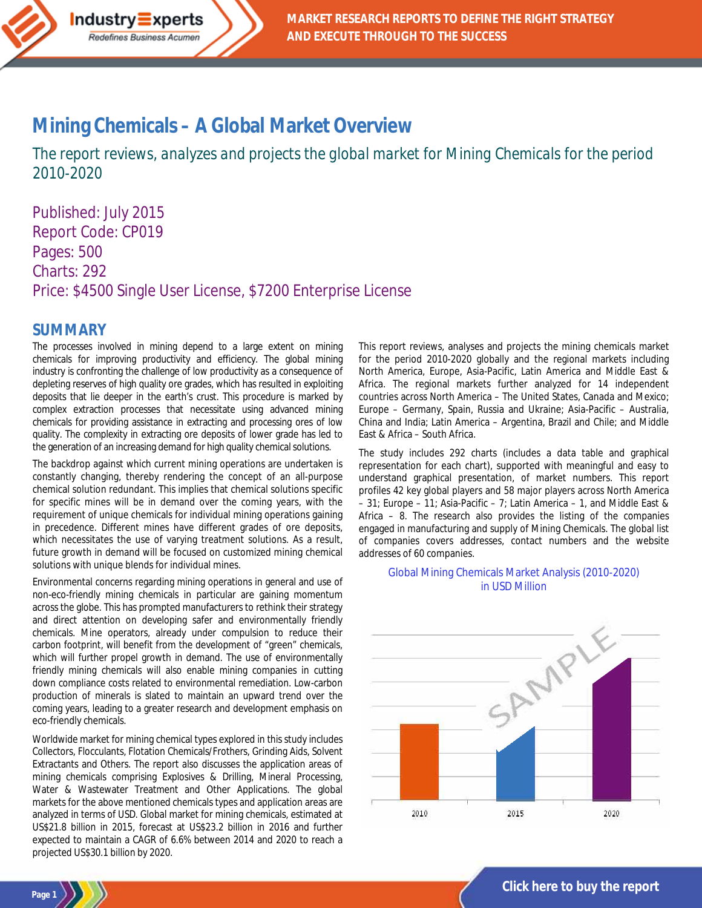# Mining Chemicals – A Global Market Overview

## The report reviews, analyzes and projects the global market for Mining Chemicals for the period 2010-2020

Published: July 2015
Report Code: CP019
Pages: 500
Charts: 292
Price: $4500 Single User License, $7200 Enterprise License

## SUMMARY

The processes involved in mining depend to a large extent on mining chemicals for improving productivity and efficiency. The global mining industry is confronting the challenge of low productivity as a consequence of depleting reserves of high quality ore grades, which has resulted in exploiting deposits that lie deeper in the earth's crust. This procedure is marked by complex extraction processes that necessitate using advanced mining chemicals for providing assistance in extracting and processing ores of low quality. The complexity in extracting ore deposits of lower grade has led to the generation of an increasing demand for high quality chemical solutions.

The backdrop against which current mining operations are undertaken is constantly changing, thereby rendering the concept of an all-purpose chemical solution redundant. This implies that chemical solutions specific for specific mines will be in demand over the coming years, with the requirement of unique chemicals for individual mining operations gaining in precedence. Different mines have different grades of ore deposits, which necessitates the use of varying treatment solutions. As a result, future growth in demand will be focused on customized mining chemical solutions with unique blends for individual mines.

Environmental concerns regarding mining operations in general and use of non-eco-friendly mining chemicals in particular are gaining momentum across the globe. This has prompted manufacturers to rethink their strategy and direct attention on developing safer and environmentally friendly chemicals. Mine operators, already under compulsion to reduce their carbon footprint, will benefit from the development of "green" chemicals, which will further propel growth in demand. The use of environmentally friendly mining chemicals will also enable mining companies in cutting down compliance costs related to environmental remediation. Low-carbon production of minerals is slated to maintain an upward trend over the coming years, leading to a greater research and development emphasis on eco-friendly chemicals.

Worldwide market for mining chemical types explored in this study includes Collectors, Flocculants, Flotation Chemicals/Frothers, Grinding Aids, Solvent Extractants and Others. The report also discusses the application areas of mining chemicals comprising Explosives & Drilling, Mineral Processing, Water & Wastewater Treatment and Other Applications. The global markets for the above mentioned chemicals types and application areas are analyzed in terms of USD. Global market for mining chemicals, estimated at US$21.8 billion in 2015, forecast at US$23.2 billion in 2016 and further expected to maintain a CAGR of 6.6% between 2014 and 2020 to reach a projected US$30.1 billion by 2020.

This report reviews, analyses and projects the mining chemicals market for the period 2010-2020 globally and the regional markets including North America, Europe, Asia-Pacific, Latin America and Middle East & Africa. The regional markets further analyzed for 14 independent countries across North America – The United States, Canada and Mexico; Europe – Germany, Spain, Russia and Ukraine; Asia-Pacific – Australia, China and India; Latin America – Argentina, Brazil and Chile; and Middle East & Africa – South Africa.

The study includes 292 charts (includes a data table and graphical representation for each chart), supported with meaningful and easy to understand graphical presentation, of market numbers. This report profiles 42 key global players and 58 major players across North America – 31; Europe – 11; Asia-Pacific – 7; Latin America – 1, and Middle East & Africa – 8. The research also provides the listing of the companies engaged in manufacturing and supply of Mining Chemicals. The global list of companies covers addresses, contact numbers and the website addresses of 60 companies.

Global Mining Chemicals Market Analysis (2010-2020) in USD Million

Click here to buy the report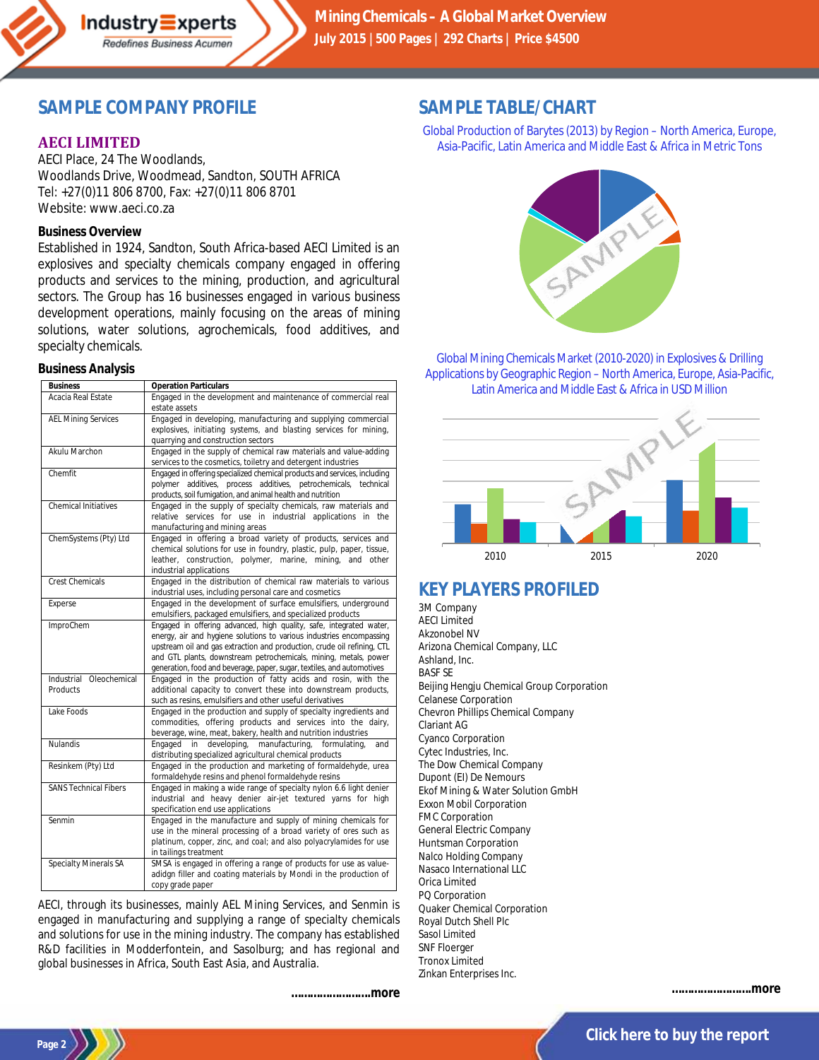## SAMPLE COMPANY PROFILE

### AECI LIMITED

AECI Place, 24 The Woodlands,
Woodlands Drive, Woodmead, Sandton, SOUTH AFRICA
Tel: +27(0)11 806 8700, Fax: +27(0)11 806 8701
Website: www.aeci.co.za

**Business Overview**

Established in 1924, Sandton, South Africa-based AECI Limited is an explosives and specialty chemicals company engaged in offering products and services to the mining, production, and agricultural sectors. The Group has 16 businesses engaged in various business development operations, mainly focusing on the areas of mining solutions, water solutions, agrochemicals, food additives, and specialty chemicals.

**Business Analysis**

| Business | Operation Particulars |
|---|---|
| Acacia Real Estate | Engaged in the development and maintenance of commercial real estate assets |
| AEL Mining Services | Engaged in developing, manufacturing and supplying commercial explosives, initiating systems, and blasting services for mining, quarrying and construction sectors |
| Akulu Marchon | Engaged in the supply of chemical raw materials and value-adding services to the cosmetics, toiletry and detergent industries |
| Chemfit | Engaged in offering specialized chemical products and services, including polymer additives, process additives, petrochemicals, technical products, soil fumigation, and animal health and nutrition |
| Chemical Initiatives | Engaged in the supply of specialty chemicals, raw materials and relative services for use in industrial applications in the manufacturing and mining areas |
| ChemSystems (Pty) Ltd | Engaged in offering a broad variety of products, services and chemical solutions for use in foundry, plastic, pulp, paper, tissue, leather, construction, polymer, marine, mining, and other industrial applications |
| Crest Chemicals | Engaged in the distribution of chemical raw materials to various industrial uses, including personal care and cosmetics |
| Experse | Engaged in the development of surface emulsifiers, underground emulsifiers, packaged emulsifiers, and specialized products |
| ImproChem | Engaged in offering advanced, high quality, safe, integrated water, energy, air and hygiene solutions to various industries encompassing upstream oil and gas extraction and production, crude oil refining, CTL and GTL plants, downstream petrochemicals, mining, metals, power generation, food and beverage, paper, sugar, textiles, and automotives |
| Industrial Oleochemical Products | Engaged in the production of fatty acids and rosin, with the additional capacity to convert these into downstream products, such as resins, emulsifiers and other useful derivatives |
| Lake Foods | Engaged in the production and supply of specialty ingredients and commodities, offering products and services into the dairy, beverage, wine, meat, bakery, health and nutrition industries |
| Nulandis | Engaged in developing, manufacturing, formulating, and distributing specialized agricultural chemical products |
| Resinkem (Pty) Ltd | Engaged in the production and marketing of formaldehyde, urea formaldehyde resins and phenol formaldehyde resins |
| SANS Technical Fibers | Engaged in making a wide range of specialty nylon 6.6 light denier industrial and heavy denier air-jet textured yarns for high specification end use applications |
| Senmin | Engaged in the manufacture and supply of mining chemicals for use in the mineral processing of a broad variety of ores such as platinum, copper, zinc, and coal; and also polyacrylamides for use in tailings treatment |
| Specialty Minerals SA | SMSA is engaged in offering a range of products for use as value-adidgn filler and coating materials by Mondi in the production of copy grade paper |

AECI, through its businesses, mainly AEL Mining Services, and Senmin is engaged in manufacturing and supplying a range of specialty chemicals and solutions for use in the mining industry. The company has established R&D facilities in Modderfontein, and Sasolburg; and has regional and global businesses in Africa, South East Asia, and Australia.

……………………more

## SAMPLE TABLE/CHART

Global Production of Barytes (2013) by Region – North America, Europe, Asia-Pacific, Latin America and Middle East & Africa in Metric Tons

Global Mining Chemicals Market (2010-2020) in Explosives & Drilling Applications by Geographic Region – North America, Europe, Asia-Pacific, Latin America and Middle East & Africa in USD Million

## KEY PLAYERS PROFILED

3M Company
AECI Limited
Akzonobel NV
Arizona Chemical Company, LLC
Ashland, Inc.
BASF SE
Beijing Hengju Chemical Group Corporation
Celanese Corporation
Chevron Phillips Chemical Company
Clariant AG
Cyanco Corporation
Cytec Industries, Inc.
The Dow Chemical Company
Dupont (EI) De Nemours
Ekof Mining & Water Solution GmbH
Exxon Mobil Corporation
FMC Corporation
General Electric Company
Huntsman Corporation
Nalco Holding Company
Nasaco International LLC
Orica Limited
PQ Corporation
Quaker Chemical Corporation
Royal Dutch Shell Plc
Sasol Limited
SNF Floerger
Tronox Limited
Zinkan Enterprises Inc.

……………………more

Click here to buy the report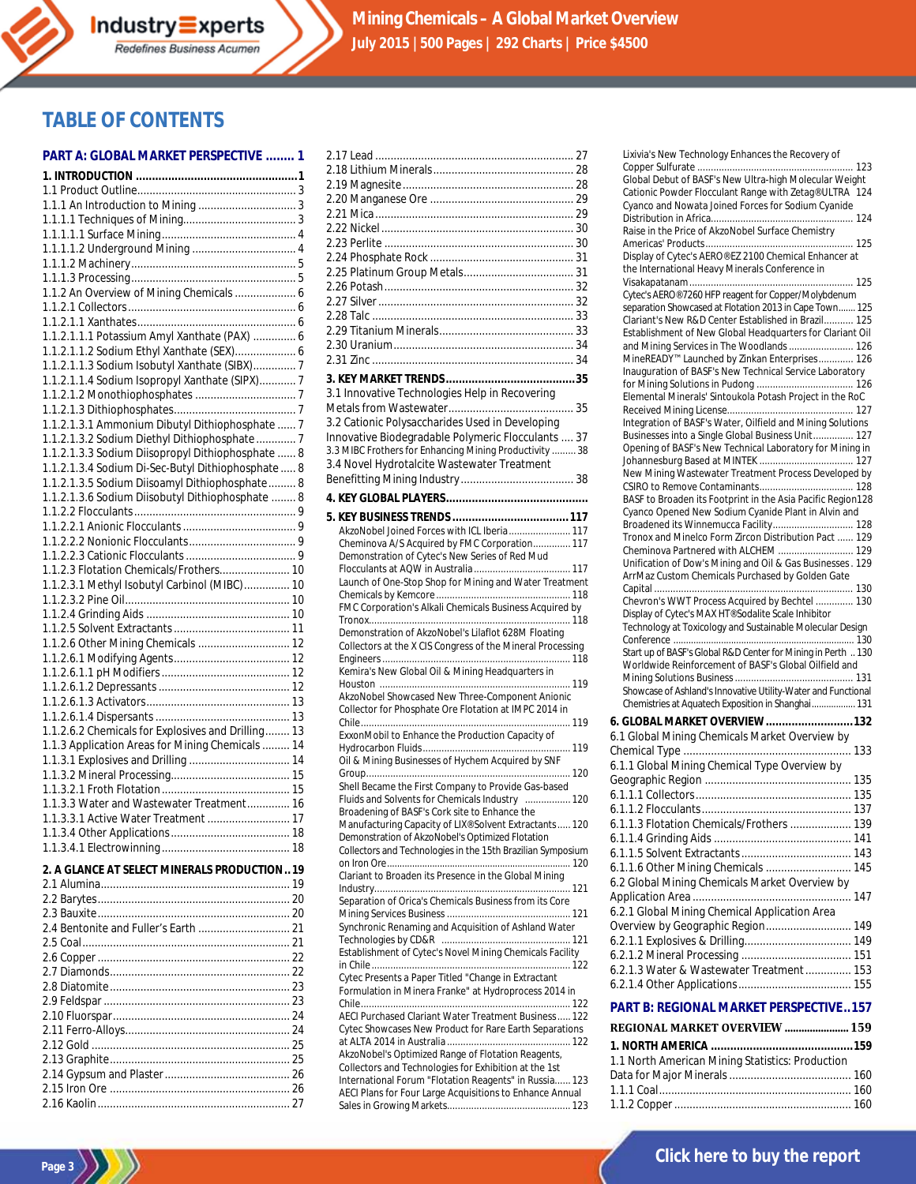# TABLE OF CONTENTS

## PART A: GLOBAL MARKET PERSPECTIVE ........ 1

**1. INTRODUCTION ................................................ 1**

1.1 Product Outline .................................................... 3
1.1.1 An Introduction to Mining .................................. 3
1.1.1.1 Techniques of Mining ...................................... 3
1.1.1.1.1 Surface Mining ............................................ 4
1.1.1.1.2 Underground Mining .................................. 4
1.1.1.2 Machinery ...................................................... 5
1.1.1.3 Processing ...................................................... 5
1.1.2 An Overview of Mining Chemicals ...................... 6
1.1.2.1 Collectors ....................................................... 6
1.1.2.1.1 Xanthates .................................................... 6
1.1.2.1.1.1 Potassium Amyl Xanthate (PAX) .............. 6
1.1.2.1.1.2 Sodium Ethyl Xanthate (SEX) .................... 6
1.1.2.1.1.3 Sodium Isobutyl Xanthate (SIBX) ............. 7
1.1.2.1.1.4 Sodium Isopropyl Xanthate (SIPX) ........... 7
1.1.2.1.2 Monothiophosphates .................................. 7
1.1.2.1.3 Dithiophosphates ........................................ 7
1.1.2.1.3.1 Ammonium Dibutyl Dithiophosphate ...... 7
1.1.2.1.3.2 Sodium Diethyl Dithiophosphate ............. 7
1.1.2.1.3.3 Sodium Diisopropyl Dithiophosphate ...... 8
1.1.2.1.3.4 Sodium Di-Sec-Butyl Dithiophosphate ..... 8
1.1.2.1.3.5 Sodium Diisoamyl Dithiophosphate ......... 8
1.1.2.1.3.6 Sodium Diisobutyl Dithiophosphate ........ 8
1.1.2.2 Flocculants ..................................................... 9
1.1.2.2.1 Anionic Flocculants ..................................... 9
1.1.2.2.2 Nonionic Flocculants ................................... 9
1.1.2.2.3 Cationic Flocculants .................................... 9
1.1.2.3 Flotation Chemicals/Frothers ....................... 10
1.1.2.3.1 Methyl Isobutyl Carbinol (MIBC) ............... 10
1.1.2.3.2 Pine Oil ...................................................... 10
1.1.2.4 Grinding Aids ............................................... 10
1.1.2.5 Solvent Extractants ...................................... 11
1.1.2.6 Other Mining Chemicals ............................... 12
1.1.2.6.1 Modifying Agents ...................................... 12
1.1.2.6.1.1 pH Modifiers ........................................... 12
1.1.2.6.1.2 Depressants ............................................ 12
1.1.2.6.1.3 Activators ............................................... 13
1.1.2.6.1.4 Dispersants ............................................. 13
1.1.2.6.2 Chemicals for Explosives and Drilling ......... 13
1.1.3 Application Areas for Mining Chemicals ......... 14
1.1.3.1 Explosives and Drilling ................................. 14
1.1.3.2 Mineral Processing ....................................... 15
1.1.3.2.1 Froth Flotation .......................................... 15
1.1.3.3 Water and Wastewater Treatment ............... 16
1.1.3.3.1 Active Water Treatment ............................ 17
1.1.3.4 Other Applications ....................................... 18
1.1.3.4.1 Electrowinning ........................................... 18

**2. A GLANCE AT SELECT MINERALS PRODUCTION .. 19**

2.1 Alumina ............................................................ 19
2.2 Barytes ............................................................. 20
2.3 Bauxite ............................................................. 20
2.4 Bentonite and Fuller's Earth ............................ 21
2.5 Coal .................................................................. 21
2.6 Copper .............................................................. 22
2.7 Diamonds ......................................................... 22
2.8 Diatomite ......................................................... 23
2.9 Feldspar ........................................................... 23
2.10 Fluorspar ........................................................ 24
2.11 Ferro-Alloys .................................................... 24
2.12 Gold ................................................................ 25
2.13 Graphite .......................................................... 25
2.14 Gypsum and Plaster ........................................ 26
2.15 Iron Ore .......................................................... 26
2.16 Kaolin ............................................................. 27
2.17 Lead ................................................................ 27
2.18 Lithium Minerals ............................................. 28
2.19 Magnesite ....................................................... 28
2.20 Manganese Ore ............................................... 29
2.21 Mica ................................................................ 29
2.22 Nickel .............................................................. 30
2.23 Perlite ............................................................. 30
2.24 Phosphate Rock ............................................... 31
2.25 Platinum Group Metals .................................... 31
2.26 Potash ............................................................. 32
2.27 Silver ............................................................... 32
2.28 Talc ................................................................. 33
2.29 Titanium Minerals ........................................... 33
2.30 Uranium .......................................................... 34
2.31 Zinc ................................................................. 34

**3. KEY MARKET TRENDS ....................................... 35**

3.1 Innovative Technologies Help in Recovering Metals from Wastewater ........................................ 35
3.2 Cationic Polysaccharides Used in Developing Innovative Biodegradable Polymeric Flocculants .... 37
3.3 MIBC Frothers for Enhancing Mining Productivity ......... 38
3.4 Novel Hydrotalcite Wastewater Treatment Benefitting Mining Industry ..................................... 38

**4. KEY GLOBAL PLAYERS ...........................................**

**5. KEY BUSINESS TRENDS .................................... 117**

AkzoNobel Joined Forces with ICL Iberia ...................... 117
Cheminova A/S Acquired by FMC Corporation ............. 117
Demonstration of Cytec's New Series of Red Mud Flocculants at AQW in Australia .................................... 117
Launch of One-Stop Shop for Mining and Water Treatment Chemicals by Kemcore ................................................. 118
FMC Corporation's Alkali Chemicals Business Acquired by Tronox ........................................................................... 118
Demonstration of AkzoNobel's Lilaflot 628M Floating Collectors at the X CIS Congress of the Mineral Processing Engineers ..................................................................... 118
Kemira's New Global Oil & Mining Headquarters in Houston ....................................................................... 119
AkzoNobel Showcased New Three-Component Anionic Collector for Phosphate Ore Flotation at IMPC 2014 in Chile ............................................................................. 119
ExxonMobil to Enhance the Production Capacity of Hydrocarbon Fluids ...................................................... 119
Oil & Mining Businesses of Hychem Acquired by SNF Group ........................................................................... 120
Shell Became the First Company to Provide Gas-based Fluids and Solvents for Chemicals Industry ................. 120
Broadening of BASF's Cork site to Enhance the Manufacturing Capacity of LIX®Solvent Extractants ..... 120
Demonstration of AkzoNobel's Optimized Flotation Collectors and Technologies in the 15th Brazilian Symposium on Iron Ore ..................................................................... 120
Clariant to Broaden its Presence in the Global Mining Industry ......................................................................... 121
Separation of Orica's Chemicals Business from its Core Mining Services Business .............................................. 121
Synchronic Renaming and Acquisition of Ashland Water Technologies by CD&R ............................................... 121
Establishment of Cytec's Novel Mining Chemicals Facility in Chile .......................................................................... 122
Cytec Presents a Paper Titled "Change in Extractant Formulation in Minera Franke" at Hydroprocess 2014 in Chile ............................................................................. 122
AECI Purchased Clariant Water Treatment Business ..... 122
Cytec Showcases New Product for Rare Earth Separations at ALTA 2014 in Australia .............................................. 122
AkzoNobel's Optimized Range of Flotation Reagents, Collectors and Technologies for Exhibition at the 1st International Forum "Flotation Reagents" in Russia ...... 123
AECI Plans for Four Large Acquisitions to Enhance Annual Sales in Growing Markets ............................................. 123
Lixivia's New Technology Enhances the Recovery of Copper Sulfurate ......................................................... 123
Global Debut of BASF's New Ultra-high Molecular Weight Cationic Powder Flocculant Range with Zetag®ULTRA 124
Cyanco and Nowata Joined Forces for Sodium Cyanide Distribution in Africa ..................................................... 124
Raise in the Price of AkzoNobel Surface Chemistry Americas' Products ....................................................... 125
Display of Cytec's AERO®EZ 2100 Chemical Enhancer at the International Heavy Minerals Conference in Visakapatanam ............................................................. 125
Cytec's AERO®7260 HFP reagent for Copper/Molybdenum separation Showcased at Flotation 2013 in Cape Town ....... 125
Clariant's New R&D Center Established in Brazil ........... 125
Establishment of New Global Headquarters for Clariant Oil and Mining Services in The Woodlands ........................ 126
MineREADY™ Launched by Zinkan Enterprises ............. 126
Inauguration of BASF's New Technical Service Laboratory for Mining Solutions in Pudong .................................... 126
Elemental Minerals' Sintoukola Potash Project in the RoC Received Mining License ............................................... 127
Integration of BASF's Water, Oilfield and Mining Solutions Businesses into a Single Global Business Unit ............... 127
Opening of BASF's New Technical Laboratory for Mining in Johannesburg Based at MINTEK ................................... 127
New Mining Wastewater Treatment Process Developed by CSIRO to Remove Contaminants .................................. 128
BASF to Broaden its Footprint in the Asia Pacific Region 128
Cyanco Opened New Sodium Cyanide Plant in Alvin and Broadened its Winnemucca Facility .............................. 128
Tronox and Minelco Form Zircon Distribution Pact ...... 129
Cheminova Partnered with ALCHEM ............................ 129
Unification of Dow's Mining and Oil & Gas Businesses . 129
ArrMaz Custom Chemicals Purchased by Golden Gate Capital .......................................................................... 130
Chevron's WWT Process Acquired by Bechtel .............. 130
Display of Cytec's MAX HT®Sodalite Scale Inhibitor Technology at Toxicology and Sustainable Molecular Design Conference ..................................................................... 130
Start up of BASF's Global R&D Center for Mining in Perth .. 130
Worldwide Reinforcement of BASF's Global Oilfield and Mining Solutions Business ............................................ 131
Showcase of Ashland's Innovative Utility-Water and Functional Chemistries at Aquatech Exposition in Shanghai ................. 131

**6. GLOBAL MARKET OVERVIEW ........................... 132**

6.1 Global Mining Chemicals Market Overview by Chemical Type ...................................................... 133
6.1.1 Global Mining Chemical Type Overview by Geographic Region ............................................... 135
6.1.1.1 Collectors ................................................... 135
6.1.1.2 Flocculants ................................................. 137
6.1.1.3 Flotation Chemicals/Frothers ...................... 139
6.1.1.4 Grinding Aids ............................................. 141
6.1.1.5 Solvent Extractants .................................... 143
6.1.1.6 Other Mining Chemicals ............................. 145
6.2 Global Mining Chemicals Market Overview by Application Area .................................................... 147
6.2.1 Global Mining Chemical Application Area Overview by Geographic Region ............................ 149
6.2.1.1 Explosives & Drilling ................................... 149
6.2.1.2 Mineral Processing ..................................... 151
6.2.1.3 Water & Wastewater Treatment ................ 153
6.2.1.4 Other Applications ..................................... 155

## PART B: REGIONAL MARKET PERSPECTIVE .. 157

**REGIONAL MARKET OVERVIEW ....................... 159**

**1. NORTH AMERICA ........................................... 159**

1.1 North American Mining Statistics: Production Data for Major Minerals ......................................... 160
1.1.1 Coal ............................................................... 160
1.1.2 Copper ........................................................... 160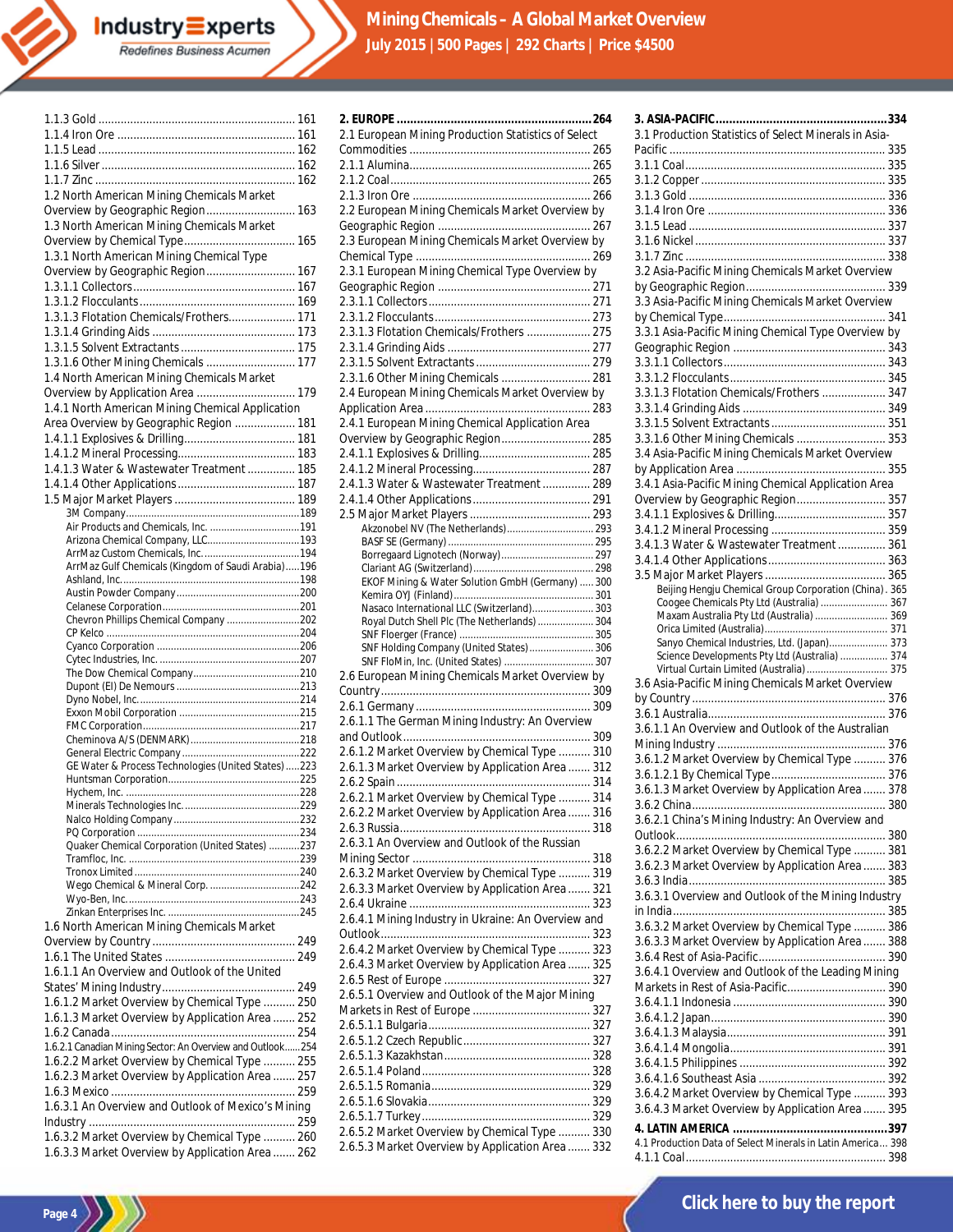1.1.3 Gold .............................................................. 161
1.1.4 Iron Ore ........................................................ 161
1.1.5 Lead .............................................................. 162
1.1.6 Silver ............................................................ 162
1.1.7 Zinc ............................................................... 162
1.2 North American Mining Chemicals Market Overview by Geographic Region ............................ 163
1.3 North American Mining Chemicals Market Overview by Chemical Type ................................... 165
1.3.1 North American Mining Chemical Type Overview by Geographic Region ............................ 167
1.3.1.1 Collectors .................................................. 167
1.3.1.2 Flocculants ................................................ 169
1.3.1.3 Flotation Chemicals/Frothers ..................... 171
1.3.1.4 Grinding Aids ............................................. 173
1.3.1.5 Solvent Extractants .................................... 175
1.3.1.6 Other Mining Chemicals ............................ 177
1.4 North American Mining Chemicals Market Overview by Application Area ............................... 179
1.4.1 North American Mining Chemical Application Area Overview by Geographic Region ................... 181
1.4.1.1 Explosives & Drilling .................................. 181
1.4.1.2 Mineral Processing .................................... 183
1.4.1.3 Water & Wastewater Treatment ............... 185
1.4.1.4 Other Applications .................................... 187
1.5 Major Market Players ...................................... 189
- 3M Company ..................................................... 189
- Air Products and Chemicals, Inc. ..................... 191
- Arizona Chemical Company, LLC ..................... 193
- ArrMaz Custom Chemicals, Inc. ......................... 194
- ArrMaz Gulf Chemicals (Kingdom of Saudi Arabia) ..... 196
- Ashland, Inc. ....................................................... 198
- Austin Powder Company .................................... 200
- Celanese Corporation ........................................ 201
- Chevron Phillips Chemical Company ................. 202
- CP Kelco ............................................................. 204
- Cyanco Corporation ........................................... 206
- Cytec Industries, Inc. ......................................... 207
- The Dow Chemical Company ............................. 210
- Dupont (El) De Nemours .................................... 213
- Dyno Nobel, Inc. ................................................. 214
- Exxon Mobil Corporation ................................... 215
- FMC Corporation ................................................ 217
- Cheminova A/S (DENMARK) ............................... 218
- General Electric Company .................................. 222
- GE Water & Process Technologies (United States) ..... 223
- Huntsman Corporation ....................................... 225
- Hychem, Inc. ...................................................... 228
- Minerals Technologies Inc. ................................. 229
- Nalco Holding Company .................................... 232
- PQ Corporation .................................................. 234
- Quaker Chemical Corporation (United States) ........... 237
- Tramfloc, Inc. ..................................................... 239
- Tronox Limited ................................................... 240
- Wego Chemical & Mineral Corp. ........................ 242
- Wyo-Ben, Inc. ..................................................... 243
- Zinkan Enterprises Inc. ...................................... 245

1.6 North American Mining Chemicals Market Overview by Country ............................................ 249
1.6.1 The United States ......................................... 249
1.6.1.1 An Overview and Outlook of the United States' Mining Industry .......................................... 249
1.6.1.2 Market Overview by Chemical Type .......... 250
1.6.1.3 Market Overview by Application Area ....... 252
1.6.2 Canada .......................................................... 254
1.6.2.1 Canadian Mining Sector: An Overview and Outlook ...... 254
1.6.2.2 Market Overview by Chemical Type .......... 255
1.6.2.3 Market Overview by Application Area ....... 257
1.6.3 Mexico ........................................................... 259
1.6.3.1 An Overview and Outlook of Mexico's Mining Industry ........................................................... 259
1.6.3.2 Market Overview by Chemical Type .......... 260
1.6.3.3 Market Overview by Application Area ....... 262

**2. EUROPE** ........................................................... **264**
2.1 European Mining Production Statistics of Select Commodities ....................................................... 265
2.1.1 Alumina ......................................................... 265
2.1.2 Coal ............................................................... 265
2.1.3 Iron Ore ......................................................... 266
2.2 European Mining Chemicals Market Overview by Geographic Region ............................................ 267
2.3 European Mining Chemicals Market Overview by Chemical Type ...................................................... 269
2.3.1 European Mining Chemical Type Overview by Geographic Region ............................................ 271
2.3.1.1 Collectors .................................................. 271
2.3.1.2 Flocculants ................................................ 273
2.3.1.3 Flotation Chemicals/Frothers ................... 275
2.3.1.4 Grinding Aids ............................................. 277
2.3.1.5 Solvent Extractants ................................... 279
2.3.1.6 Other Mining Chemicals ........................... 281
2.4 European Mining Chemicals Market Overview by Application Area ................................................... 283
2.4.1 European Mining Chemical Application Area Overview by Geographic Region ............................ 285
2.4.1.1 Explosives & Drilling .................................. 285
2.4.1.2 Mineral Processing .................................... 287
2.4.1.3 Water & Wastewater Treatment ............... 289
2.4.1.4 Other Applications .................................... 291
2.5 Major Market Players ...................................... 293
- Akzonobel NV (The Netherlands) ........................ 293
- BASF SE (Germany) ............................................ 295
- Borregaard Lignotech (Norway) .......................... 297
- Clariant AG (Switzerland) ................................... 298
- EKOF Mining & Water Solution GmbH (Germany) ..... 300
- Kemira OYJ (Finland) .......................................... 301
- Nasaco International LLC (Switzerland) .............. 303
- Royal Dutch Shell Plc (The Netherlands) ............ 304
- SNF Floerger (France) ........................................ 305
- SNF Holding Company (United States) ............... 306
- SNF FloMin, Inc. (United States) ........................ 307

2.6 European Mining Chemicals Market Overview by Country ............................................................. 309
2.6.1 Germany ....................................................... 309
2.6.1.1 The German Mining Industry: An Overview and Outlook .................................................... 309
2.6.1.2 Market Overview by Chemical Type .......... 310
2.6.1.3 Market Overview by Application Area ....... 312
2.6.2 Spain ............................................................. 314
2.6.2.1 Market Overview by Chemical Type .......... 314
2.6.2.2 Market Overview by Application Area ....... 316
2.6.3 Russia ........................................................... 318
2.6.3.1 An Overview and Outlook of the Russian Mining Sector ...................................................... 318
2.6.3.2 Market Overview by Chemical Type .......... 319
2.6.3.3 Market Overview by Application Area ....... 321
2.6.4 Ukraine ......................................................... 323
2.6.4.1 Mining Industry in Ukraine: An Overview and Outlook ............................................................... 323
2.6.4.2 Market Overview by Chemical Type .......... 323
2.6.4.3 Market Overview by Application Area ....... 325
2.6.5 Rest of Europe .............................................. 327
2.6.5.1 Overview and Outlook of the Major Mining Markets in Rest of Europe .................................. 327
2.6.5.1.1 Bulgaria .................................................. 327
2.6.5.1.2 Czech Republic ....................................... 327
2.6.5.1.3 Kazakhstan ............................................. 328
2.6.5.1.4 Poland .................................................... 328
2.6.5.1.5 Romania ................................................. 329
2.6.5.1.6 Slovakia .................................................. 329
2.6.5.1.7 Turkey .................................................... 329
2.6.5.2 Market Overview by Chemical Type .......... 330
2.6.5.3 Market Overview by Application Area ....... 332

**3. ASIA-PACIFIC** .................................................. **334**
3.1 Production Statistics of Select Minerals in Asia-Pacific ................................................................. 335
3.1.1 Coal ............................................................... 335
3.1.2 Copper .......................................................... 335
3.1.3 Gold ............................................................... 336
3.1.4 Iron Ore ......................................................... 336
3.1.5 Lead .............................................................. 337
3.1.6 Nickel ............................................................ 337
3.1.7 Zinc ............................................................... 338
3.2 Asia-Pacific Mining Chemicals Market Overview by Geographic Region ........................................... 339
3.3 Asia-Pacific Mining Chemicals Market Overview by Chemical Type .................................................. 341
3.3.1 Asia-Pacific Mining Chemical Type Overview by Geographic Region ............................................ 343
3.3.1.1 Collectors .................................................. 343
3.3.1.2 Flocculants ................................................ 345
3.3.1.3 Flotation Chemicals/Frothers ................... 347
3.3.1.4 Grinding Aids ............................................. 349
3.3.1.5 Solvent Extractants ................................... 351
3.3.1.6 Other Mining Chemicals ........................... 353
3.4 Asia-Pacific Mining Chemicals Market Overview by Application Area ............................................. 355
3.4.1 Asia-Pacific Mining Chemical Application Area Overview by Geographic Region ............................ 357
3.4.1.1 Explosives & Drilling .................................. 357
3.4.1.2 Mineral Processing .................................... 359
3.4.1.3 Water & Wastewater Treatment ............... 361
3.4.1.4 Other Applications .................................... 363
3.5 Major Market Players ...................................... 365
- Beijing Hengju Chemical Group Corporation (China) . 365
- Coogee Chemicals Pty Ltd (Australia) ................. 367
- Maxam Australia Pty Ltd (Australia) ................... 369
- Orica Limited (Australia) ..................................... 371
- Sanyo Chemical Industries, Ltd. (Japan) ............. 373
- Science Developments Pty Ltd (Australia) .......... 374
- Virtual Curtain Limited (Australia) ..................... 375

3.6 Asia-Pacific Mining Chemicals Market Overview by Country ............................................................. 376
3.6.1 Australia ........................................................ 376
3.6.1.1 An Overview and Outlook of the Australian Mining Industry .................................................... 376
3.6.1.2 Market Overview by Chemical Type .......... 376
3.6.1.2.1 By Chemical Type .................................... 376
3.6.1.3 Market Overview by Application Area ....... 378
3.6.2 China ............................................................. 380
3.6.2.1 China's Mining Industry: An Overview and Outlook ............................................................... 380
3.6.2.2 Market Overview by Chemical Type .......... 381
3.6.2.3 Market Overview by Application Area ....... 383
3.6.3 India .............................................................. 385
3.6.3.1 Overview and Outlook of the Mining Industry in India ............................................................... 385
3.6.3.2 Market Overview by Chemical Type .......... 386
3.6.3.3 Market Overview by Application Area ....... 388
3.6.4 Rest of Asia-Pacific ........................................ 390
3.6.4.1 Overview and Outlook of the Leading Mining Markets in Rest of Asia-Pacific ........................... 390
3.6.4.1.1 Indonesia ................................................ 390
3.6.4.1.2 Japan ...................................................... 390
3.6.4.1.3 Malaysia ................................................. 391
3.6.4.1.4 Mongolia ................................................ 391
3.6.4.1.5 Philippines .............................................. 392
3.6.4.1.6 Southeast Asia ........................................ 392
3.6.4.2 Market Overview by Chemical Type .......... 393
3.6.4.3 Market Overview by Application Area ....... 395

**4. LATIN AMERICA** ............................................. **397**
4.1 Production Data of Select Minerals in Latin America ... 398
4.1.1 Coal ............................................................... 398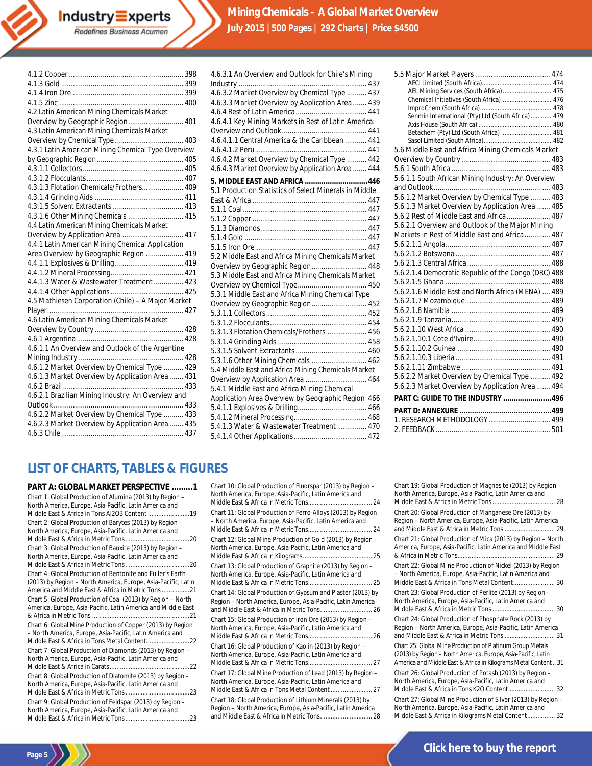4.1.2 Copper .......................................................... 398
4.1.3 Gold ............................................................... 399
4.1.4 Iron Ore ........................................................ 399
4.1.5 Zinc ............................................................... 400
4.2 Latin American Mining Chemicals Market Overview by Geographic Region ............................ 401
4.3 Latin American Mining Chemicals Market Overview by Chemical Type ................................... 403
4.3.1 Latin American Mining Chemical Type Overview by Geographic Region ............................................ 405
4.3.1.1 Collectors ................................................... 405
4.3.1.2 Flocculants ................................................. 407
4.3.1.3 Flotation Chemicals/Frothers..................... 409
4.3.1.4 Grinding Aids ............................................. 411
4.3.1.5 Solvent Extractants .................................... 413
4.3.1.6 Other Mining Chemicals ............................ 415
4.4 Latin American Mining Chemicals Market Overview by Application Area ............................... 417
4.4.1 Latin American Mining Chemical Application Area Overview by Geographic Region ................... 419
4.4.1.1 Explosives & Drilling.................................... 419
4.4.1.2 Mineral Processing..................................... 421
4.4.1.3 Water & Wastewater Treatment ............... 423
4.4.1.4 Other Applications ..................................... 425
4.5 Mathiesen Corporation (Chile) – A Major Market Player..................................................................... 427
4.6 Latin American Mining Chemicals Market Overview by Country ............................................. 428
4.6.1 Argentina ...................................................... 428
4.6.1.1 An Overview and Outlook of the Argentine Mining Industry ..................................................... 428
4.6.1.2 Market Overview by Chemical Type .......... 429
4.6.1.3 Market Overview by Application Area ....... 431
4.6.2 Brazil ............................................................. 433
4.6.2.1 Brazilian Mining Industry: An Overview and Outlook.................................................................. 433
4.6.2.2 Market Overview by Chemical Type .......... 433
4.6.2.3 Market Overview by Application Area ....... 435
4.6.3 Chile .............................................................. 437
4.6.3.1 An Overview and Outlook for Chile's Mining Industry ................................................................. 437
4.6.3.2 Market Overview by Chemical Type .......... 437
4.6.3.3 Market Overview by Application Area ....... 439
4.6.4 Rest of Latin America .................................... 441
4.6.4.1 Key Mining Markets in Rest of Latin America: Overview and Outlook ........................................... 441
4.6.4.1.1 Central America & the Caribbean ........... 441
4.6.4.1.2 Peru ........................................................ 441
4.6.4.2 Market Overview by Chemical Type .......... 442
4.6.4.3 Market Overview by Application Area ....... 444

**5. MIDDLE EAST AND AFRICA .............................. 446**

5.1 Production Statistics of Select Minerals in Middle East & Africa .......................................................... 447
5.1.1 Coal ............................................................... 447
5.1.2 Copper .......................................................... 447
5.1.3 Diamonds...................................................... 447
5.1.4 Gold .............................................................. 447
5.1.5 Iron Ore ........................................................ 447
5.2 Middle East and Africa Mining Chemicals Market Overview by Geographic Region ............................ 448
5.3 Middle East and Africa Mining Chemicals Market Overview by Chemical Type ................................... 450
5.3.1 Middle East and Africa Mining Chemical Type Overview by Geographic Region ............................ 452
5.3.1.1 Collectors ................................................... 452
5.3.1.2 Flocculants ................................................. 454
5.3.1.3 Flotation Chemicals/Frothers .................... 456
5.3.1.4 Grinding Aids ............................................. 458
5.3.1.5 Solvent Extractants .................................... 460
5.3.1.6 Other Mining Chemicals ............................ 462
5.4 Middle East and Africa Mining Chemicals Market Overview by Application Area ............................... 464
5.4.1 Middle East and Africa Mining Chemical Application Area Overview by Geographic Region 466
5.4.1.1 Explosives & Drilling................................... 466
5.4.1.2 Mineral Processing..................................... 468
5.4.1.3 Water & Wastewater Treatment ............... 470
5.4.1.4 Other Applications ..................................... 472
5.5 Major Market Players ....................................... 474
AECI Limited (South Africa)........................................ 474
AEL Mining Services (South Africa) ............................ 475
Chemical Initiatives (South Africa)............................. 476
ImproChem (South Africa)......................................... 478
Senmin International (Pty) Ltd (South Africa) ............ 479
Axis House (South Africa) .......................................... 480
Betachem (Pty) Ltd (South Africa) ............................. 481
Sasol Limited (South Africa)....................................... 482
5.6 Middle East and Africa Mining Chemicals Market Overview by Country ............................................. 483
5.6.1 South Africa .................................................. 483
5.6.1.1 South African Mining Industry: An Overview and Outlook........................................................... 483
5.6.1.2 Market Overview by Chemical Type .......... 483
5.6.1.3 Market Overview by Application Area ....... 485
5.6.2 Rest of Middle East and Africa ...................... 487
5.6.2.1 Overview and Outlook of the Major Mining Markets in Rest of Middle East and Africa ............. 487
5.6.2.1.1 Angola .................................................... 487
5.6.2.1.2 Botswana ................................................ 487
5.6.2.1.3 Central Africa .......................................... 488
5.6.2.1.4 Democratic Republic of the Congo (DRC) 488
5.6.2.1.5 Ghana ..................................................... 488
5.6.2.1.6 Middle East and North Africa (MENA) .... 489
5.6.2.1.7 Mozambique........................................... 489
5.6.2.1.8 Namibia .................................................. 489
5.6.2.1.9 Tanzania.................................................. 490
5.6.2.1.10 West Africa ........................................... 490
5.6.2.1.10.1 Cote d'Ivoire....................................... 490
5.6.2.1.10.2 Guinea ................................................ 490
5.6.2.1.10.3 Liberia ................................................ 491
5.6.2.1.11 Zimbabwe ............................................. 491
5.6.2.2 Market Overview by Chemical Type .......... 492
5.6.2.3 Market Overview by Application Area ....... 494

**PART C: GUIDE TO THE INDUSTRY .......................496**

**PART D: ANNEXURE ............................................499**

1. RESEARCH METHODOLOGY ............................... 499
2. FEEDBACK .......................................................... 501

## LIST OF CHARTS, TABLES & FIGURES

**PART A: GLOBAL MARKET PERSPECTIVE .........1**

Chart 1: Global Production of Alumina (2013) by Region – North America, Europe, Asia-Pacific, Latin America and Middle East & Africa in Tons Al2O3 Content ........................19
Chart 2: Global Production of Barytes (2013) by Region – North America, Europe, Asia-Pacific, Latin America and Middle East & Africa in Metric Tons.....................................20
Chart 3: Global Production of Bauxite (2013) by Region – North America, Europe, Asia-Pacific, Latin America and Middle East & Africa in Metric Tons.....................................20
Chart 4: Global Production of Bentonite and Fuller's Earth (2013) by Region – North America, Europe, Asia-Pacific, Latin America and Middle East & Africa in Metric Tons ................21
Chart 5: Global Production of Coal (2013) by Region – North America, Europe, Asia-Pacific, Latin America and Middle East & Africa in Metric Tons .......................................................21
Chart 6: Global Mine Production of Copper (2013) by Region – North America, Europe, Asia-Pacific, Latin America and Middle East & Africa in Tons Metal Content.........................22
Chart 7: Global Production of Diamonds (2013) by Region – North America, Europe, Asia-Pacific, Latin America and Middle East & Africa in Carats.............................................22
Chart 8: Global Production of Diatomite (2013) by Region – North America, Europe, Asia-Pacific, Latin America and Middle East & Africa in Metric Tons.....................................23
Chart 9: Global Production of Feldspar (2013) by Region – North America, Europe, Asia-Pacific, Latin America and Middle East & Africa in Metric Tons.....................................23
Chart 10: Global Production of Fluorspar (2013) by Region – North America, Europe, Asia-Pacific, Latin America and Middle East & Africa in Metric Tons..................................... 24
Chart 11: Global Production of Ferro-Alloys (2013) by Region – North America, Europe, Asia-Pacific, Latin America and Middle East & Africa in Metric Tons..................................... 24
Chart 12: Global Mine Production of Gold (2013) by Region – North America, Europe, Asia-Pacific, Latin America and Middle East & Africa in Kilograms........................................ 25
Chart 13: Global Production of Graphite (2013) by Region – North America, Europe, Asia-Pacific, Latin America and Middle East & Africa in Metric Tons..................................... 25
Chart 14: Global Production of Gypsum and Plaster (2013) by Region – North America, Europe, Asia-Pacific, Latin America and Middle East & Africa in Metric Tons............................. 26
Chart 15: Global Production of Iron Ore (2013) by Region – North America, Europe, Asia-Pacific, Latin America and Middle East & Africa in Metric Tons..................................... 26
Chart 16: Global Production of Kaolin (2013) by Region – North America, Europe, Asia-Pacific, Latin America and Middle East & Africa in Metric Tons..................................... 27
Chart 17: Global Mine Production of Lead (2013) by Region – North America, Europe, Asia-Pacific, Latin America and Middle East & Africa in Tons Metal Content ....................... 27
Chart 18: Global Production of Lithium Minerals (2013) by Region – North America, Europe, Asia-Pacific, Latin America and Middle East & Africa in Metric Tons............................. 28
Chart 19: Global Production of Magnesite (2013) by Region – North America, Europe, Asia-Pacific, Latin America and Middle East & Africa in Metric Tons.................................... 28
Chart 20: Global Production of Manganese Ore (2013) by Region – North America, Europe, Asia-Pacific, Latin America and Middle East & Africa in Metric Tons ............................. 29
Chart 21: Global Production of Mica (2013) by Region – North America, Europe, Asia-Pacific, Latin America and Middle East & Africa in Metric Tons......................................................... 29
Chart 22: Global Mine Production of Nickel (2013) by Region – North America, Europe, Asia-Pacific, Latin America and Middle East & Africa in Tons Metal Content........................ 30
Chart 23: Global Production of Perlite (2013) by Region – North America, Europe, Asia-Pacific, Latin America and Middle East & Africa in Metric Tons .................................... 30
Chart 24: Global Production of Phosphate Rock (2013) by Region – North America, Europe, Asia-Pacific, Latin America and Middle East & Africa in Metric Tons ............................. 31
Chart 25: Global Mine Production of Platinum Group Metals (2013) by Region – North America, Europe, Asia-Pacific, Latin America and Middle East & Africa in Kilograms Metal Content .. 31
Chart 26: Global Production of Potash (2013) by Region – North America, Europe, Asia-Pacific, Latin America and Middle East & Africa in Tons K2O Content .......................... 32
Chart 27: Global Mine Production of Silver (2013) by Region – North America, Europe, Asia-Pacific, Latin America and Middle East & Africa in Kilograms Metal Content................ 32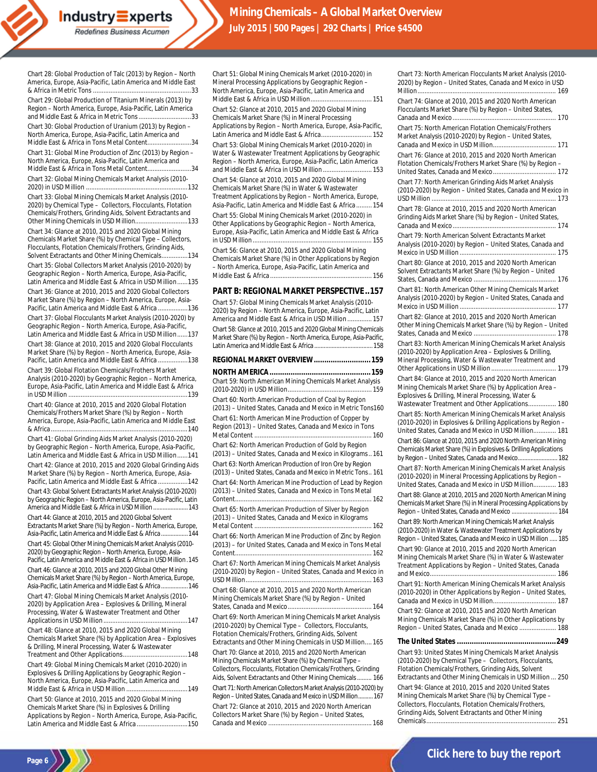Chart 28: Global Production of Talc (2013) by Region – North America, Europe, Asia-Pacific, Latin America and Middle East & Africa in Metric Tons ........................................................33

Chart 29: Global Production of Titanium Minerals (2013) by Region – North America, Europe, Asia-Pacific, Latin America and Middle East & Africa in Metric Tons ..............................33

Chart 30: Global Production of Uranium (2013) by Region – North America, Europe, Asia-Pacific, Latin America and Middle East & Africa in Tons Metal Content.........................34

Chart 31: Global Mine Production of Zinc (2013) by Region – North America, Europe, Asia-Pacific, Latin America and Middle East & Africa in Tons Metal Content.........................34

Chart 32: Global Mining Chemicals Market Analysis (2010-2020) in USD Million ..........................................................132

Chart 33: Global Mining Chemicals Market Analysis (2010-2020) by Chemical Type – Collectors, Flocculants, Flotation Chemicals/Frothers, Grinding Aids, Solvent Extractants and Other Mining Chemicals in USD Million..............................133

Chart 34: Glance at 2010, 2015 and 2020 Global Mining Chemicals Market Share (%) by Chemical Type – Collectors, Flocculants, Flotation Chemicals/Frothers, Grinding Aids, Solvent Extractants and Other Mining Chemicals...............134

Chart 35: Global Collectors Market Analysis (2010-2020) by Geographic Region – North America, Europe, Asia-Pacific, Latin America and Middle East & Africa in USD Million......135

Chart 36: Glance at 2010, 2015 and 2020 Global Collectors Market Share (%) by Region – North America, Europe, Asia-Pacific, Latin America and Middle East & Africa .................136

Chart 37: Global Flocculants Market Analysis (2010-2020) by Geographic Region – North America, Europe, Asia-Pacific, Latin America and Middle East & Africa in USD Million......137

Chart 38: Glance at 2010, 2015 and 2020 Global Flocculants Market Share (%) by Region – North America, Europe, Asia-Pacific, Latin America and Middle East & Africa .................138

Chart 39: Global Flotation Chemicals/Frothers Market Analysis (2010-2020) by Geographic Region – North America, Europe, Asia-Pacific, Latin America and Middle East & Africa in USD Million ....................................................................139

Chart 40: Glance at 2010, 2015 and 2020 Global Flotation Chemicals/Frothers Market Share (%) by Region – North America, Europe, Asia-Pacific, Latin America and Middle East & Africa ..............................................................................140

Chart 41: Global Grinding Aids Market Analysis (2010-2020) by Geographic Region – North America, Europe, Asia-Pacific, Latin America and Middle East & Africa in USD Million......141

Chart 42: Glance at 2010, 2015 and 2020 Global Grinding Aids Market Share (%) by Region – North America, Europe, Asia-Pacific, Latin America and Middle East & Africa .................142

Chart 43: Global Solvent Extractants Market Analysis (2010-2020) by Geographic Region – North America, Europe, Asia-Pacific, Latin America and Middle East & Africa in USD Million .....................143

Chart 44: Glance at 2010, 2015 and 2020 Global Solvent Extractants Market Share (%) by Region – North America, Europe, Asia-Pacific, Latin America and Middle East & Africa .................144

Chart 45: Global Other Mining Chemicals Market Analysis (2010-2020) by Geographic Region – North America, Europe, Asia-Pacific, Latin America and Middle East & Africa in USD Million .145

Chart 46: Glance at 2010, 2015 and 2020 Global Other Mining Chemicals Market Share (%) by Region – North America, Europe, Asia-Pacific, Latin America and Middle East & Africa .................146

Chart 47: Global Mining Chemicals Market Analysis (2010-2020) by Application Area – Explosives & Drilling, Mineral Processing, Water & Wastewater Treatment and Other Applications in USD Million ................................................147

Chart 48: Glance at 2010, 2015 and 2020 Global Mining Chemicals Market Share (%) by Application Area – Explosives & Drilling, Mineral Processing, Water & Wastewater Treatment and Other Applications.....................................148

Chart 49: Global Mining Chemicals Market (2010-2020) in Explosives & Drilling Applications by Geographic Region – North America, Europe, Asia-Pacific, Latin America and Middle East & Africa in USD Million ...................................149

Chart 50: Glance at 2010, 2015 and 2020 Global Mining Chemicals Market Share (%) in Explosives & Drilling Applications by Region – North America, Europe, Asia-Pacific, Latin America and Middle East & Africa .............................150

Chart 51: Global Mining Chemicals Market (2010-2020) in Mineral Processing Applications by Geographic Region – North America, Europe, Asia-Pacific, Latin America and Middle East & Africa in USD Million ................................... 151

Chart 52: Glance at 2010, 2015 and 2020 Global Mining Chemicals Market Share (%) in Mineral Processing Applications by Region – North America, Europe, Asia-Pacific, Latin America and Middle East & Africa............................. 152

Chart 53: Global Mining Chemicals Market (2010-2020) in Water & Wastewater Treatment Applications by Geographic Region – North America, Europe, Asia-Pacific, Latin America and Middle East & Africa in USD Million ............................ 153

Chart 54: Glance at 2010, 2015 and 2020 Global Mining Chemicals Market Share (%) in Water & Wastewater Treatment Applications by Region – North America, Europe, Asia-Pacific, Latin America and Middle East & Africa ......... 154

Chart 55: Global Mining Chemicals Market (2010-2020) in Other Applications by Geographic Region – North America, Europe, Asia-Pacific, Latin America and Middle East & Africa in USD Million .................................................................... 155

Chart 56: Glance at 2010, 2015 and 2020 Global Mining Chemicals Market Share (%) in Other Applications by Region – North America, Europe, Asia-Pacific, Latin America and Middle East & Africa ......................................................... 156

## PART B: REGIONAL MARKET PERSPECTIVE..157

Chart 57: Global Mining Chemicals Market Analysis (2010-2020) by Region – North America, Europe, Asia-Pacific, Latin America and Middle East & Africa in USD Million .............. 157

Chart 58: Glance at 2010, 2015 and 2020 Global Mining Chemicals Market Share (%) by Region – North America, Europe, Asia-Pacific, Latin America and Middle East & Africa ..................................... 158

## REGIONAL MARKET OVERVIEW...........................159

### NORTH AMERICA.................................................159

Chart 59: North American Mining Chemicals Market Analysis (2010-2020) in USD Million............................................... 159

Chart 60: North American Production of Coal by Region (2013) – United States, Canada and Mexico in Metric Tons160

Chart 61: North American Mine Production of Copper by Region (2013) – United States, Canada and Mexico in Tons Metal Content .................................................................. 160

Chart 62: North American Production of Gold by Region (2013) – United States, Canada and Mexico in Kilograms.. 161

Chart 63: North American Production of Iron Ore by Region (2013) – United States, Canada and Mexico in Metric Tons.. 161

Chart 64: North American Mine Production of Lead by Region (2013) – United States, Canada and Mexico in Tons Metal Content............................................................................. 162

Chart 65: North American Production of Silver by Region (2013) – United States, Canada and Mexico in Kilograms Metal Content .................................................................. 162

Chart 66: North American Mine Production of Zinc by Region (2013) – for United States, Canada and Mexico in Tons Metal Content............................................................................. 162

Chart 67: North American Mining Chemicals Market Analysis (2010-2020) by Region – United States, Canada and Mexico in USD Million........................................................................ 163

Chart 68: Glance at 2010, 2015 and 2020 North American Mining Chemicals Market Share (%) by Region – United States, Canada and Mexico............................................... 164

Chart 69: North American Mining Chemicals Market Analysis (2010-2020) by Chemical Type – Collectors, Flocculants, Flotation Chemicals/Frothers, Grinding Aids, Solvent Extractants and Other Mining Chemicals in USD Million.... 165

Chart 70: Glance at 2010, 2015 and 2020 North American Mining Chemicals Market Share (%) by Chemical Type – Collectors, Flocculants, Flotation Chemicals/Frothers, Grinding Aids, Solvent Extractants and Other Mining Chemicals ......... 166

Chart 71: North American Collectors Market Analysis (2010-2020) by Region – United States, Canada and Mexico in USD Million..........167

Chart 72: Glance at 2010, 2015 and 2020 North American Collectors Market Share (%) by Region – United States, Canada and Mexico .......................................................... 168

Chart 73: North American Flocculants Market Analysis (2010-2020) by Region – United States, Canada and Mexico in USD Million............................................................................... 169

Chart 74: Glance at 2010, 2015 and 2020 North American Flocculants Market Share (%) by Region – United States, Canada and Mexico .......................................................... 170

Chart 75: North American Flotation Chemicals/Frothers Market Analysis (2010-2020) by Region – United States, Canada and Mexico in USD Million.................................... 171

Chart 76: Glance at 2010, 2015 and 2020 North American Flotation Chemicals/Frothers Market Share (%) by Region – United States, Canada and Mexico.................................... 172

Chart 77: North American Grinding Aids Market Analysis (2010-2020) by Region – United States, Canada and Mexico in USD Million ...................................................................... 173

Chart 78: Glance at 2010, 2015 and 2020 North American Grinding Aids Market Share (%) by Region – United States, Canada and Mexico .......................................................... 174

Chart 79: North American Solvent Extractants Market Analysis (2010-2020) by Region – United States, Canada and Mexico in USD Million ...................................................... 175

Chart 80: Glance at 2010, 2015 and 2020 North American Solvent Extractants Market Share (%) by Region – United States, Canada and Mexico ............................................... 176

Chart 81: North American Other Mining Chemicals Market Analysis (2010-2020) by Region – United States, Canada and Mexico in USD Million ...................................................... 177

Chart 82: Glance at 2010, 2015 and 2020 North American Other Mining Chemicals Market Share (%) by Region – United States, Canada and Mexico ............................................... 178

Chart 83: North American Mining Chemicals Market Analysis (2010-2020) by Application Area – Explosives & Drilling, Mineral Processing, Water & Wastewater Treatment and Other Applications in USD Million ..................................... 179

Chart 84: Glance at 2010, 2015 and 2020 North American Mining Chemicals Market Share (%) by Application Area – Explosives & Drilling, Mineral Processing, Water & Wastewater Treatment and Other Applications................ 180

Chart 85: North American Mining Chemicals Market Analysis (2010-2020) in Explosives & Drilling Applications by Region – United States, Canada and Mexico in USD Million............. 181

Chart 86: Glance at 2010, 2015 and 2020 North American Mining Chemicals Market Share (%) in Explosives & Drilling Applications by Region – United States, Canada and Mexico......................... 182

Chart 87: North American Mining Chemicals Market Analysis (2010-2020) in Mineral Processing Applications by Region – United States, Canada and Mexico in USD Million............. 183

Chart 88: Glance at 2010, 2015 and 2020 North American Mining Chemicals Market Share (%) in Mineral Processing Applications by Region – United States, Canada and Mexico ............................ 184

Chart 89: North American Mining Chemicals Market Analysis (2010-2020) in Water & Wastewater Treatment Applications by Region – United States, Canada and Mexico in USD Million ..... 185

Chart 90: Glance at 2010, 2015 and 2020 North American Mining Chemicals Market Share (%) in Water & Wastewater Treatment Applications by Region – United States, Canada and Mexico........................................................................ 186

Chart 91: North American Mining Chemicals Market Analysis (2010-2020) in Other Applications by Region – United States, Canada and Mexico in USD Million.................................... 187

Chart 92: Glance at 2010, 2015 and 2020 North American Mining Chemicals Market Share (%) in Other Applications by Region – United States, Canada and Mexico ..................... 188

### The United States ...............................................249

Chart 93: United States Mining Chemicals Market Analysis (2010-2020) by Chemical Type – Collectors, Flocculants, Flotation Chemicals/Frothers, Grinding Aids, Solvent Extractants and Other Mining Chemicals in USD Million ... 250

Chart 94: Glance at 2010, 2015 and 2020 United States Mining Chemicals Market Share (%) by Chemical Type – Collectors, Flocculants, Flotation Chemicals/Frothers, Grinding Aids, Solvent Extractants and Other Mining Chemicals........................................................................... 251

Click here to buy the report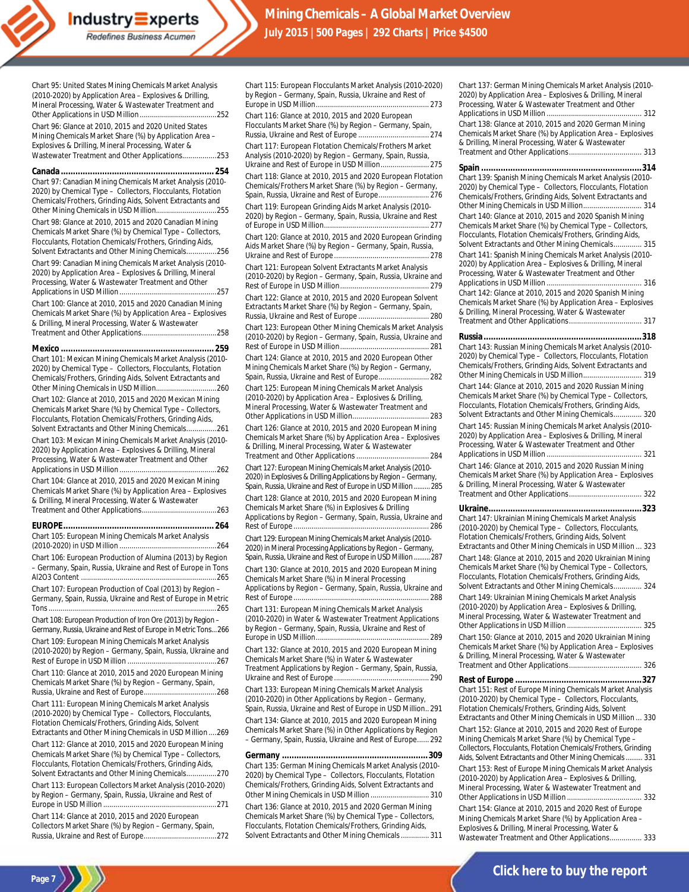Chart 95: United States Mining Chemicals Market Analysis (2010-2020) by Application Area – Explosives & Drilling, Mineral Processing, Water & Wastewater Treatment and Other Applications in USD Million ....................................... 252

Chart 96: Glance at 2010, 2015 and 2020 United States Mining Chemicals Market Share (%) by Application Area – Explosives & Drilling, Mineral Processing, Water & Wastewater Treatment and Other Applications................. 253

**Canada ............................................................... 254**

Chart 97: Canadian Mining Chemicals Market Analysis (2010-2020) by Chemical Type – Collectors, Flocculants, Flotation Chemicals/Frothers, Grinding Aids, Solvent Extractants and Other Mining Chemicals in USD Million.............................. 255

Chart 98: Glance at 2010, 2015 and 2020 Canadian Mining Chemicals Market Share (%) by Chemical Type – Collectors, Flocculants, Flotation Chemicals/Frothers, Grinding Aids, Solvent Extractants and Other Mining Chemicals............... 256

Chart 99: Canadian Mining Chemicals Market Analysis (2010-2020) by Application Area – Explosives & Drilling, Mineral Processing, Water & Wastewater Treatment and Other Applications in USD Million ................................................ 257

Chart 100: Glance at 2010, 2015 and 2020 Canadian Mining Chemicals Market Share (%) by Application Area – Explosives & Drilling, Mineral Processing, Water & Wastewater Treatment and Other Applications..................................... 258

**Mexico ............................................................... 259**

Chart 101: Mexican Mining Chemicals Market Analysis (2010-2020) by Chemical Type – Collectors, Flocculants, Flotation Chemicals/Frothers, Grinding Aids, Solvent Extractants and Other Mining Chemicals in USD Million.............................. 260

Chart 102: Glance at 2010, 2015 and 2020 Mexican Mining Chemicals Market Share (%) by Chemical Type – Collectors, Flocculants, Flotation Chemicals/Frothers, Grinding Aids, Solvent Extractants and Other Mining Chemicals............... 261

Chart 103: Mexican Mining Chemicals Market Analysis (2010-2020) by Application Area – Explosives & Drilling, Mineral Processing, Water & Wastewater Treatment and Other Applications in USD Million ................................................ 262

Chart 104: Glance at 2010, 2015 and 2020 Mexican Mining Chemicals Market Share (%) by Application Area – Explosives & Drilling, Mineral Processing, Water & Wastewater Treatment and Other Applications..................................... 263

**EUROPE............................................................. 264**

Chart 105: European Mining Chemicals Market Analysis (2010-2020) in USD Million ................................................ 264

Chart 106: European Production of Alumina (2013) by Region – Germany, Spain, Russia, Ukraine and Rest of Europe in Tons Al2O3 Content .................................................................. 265

Chart 107: European Production of Coal (2013) by Region – Germany, Spain, Russia, Ukraine and Rest of Europe in Metric Tons .................................................................................. 265

Chart 108: European Production of Iron Ore (2013) by Region – Germany, Russia, Ukraine and Rest of Europe in Metric Tons... 266

Chart 109: European Mining Chemicals Market Analysis (2010-2020) by Region – Germany, Spain, Russia, Ukraine and Rest of Europe in USD Million ............................................ 267

Chart 110: Glance at 2010, 2015 and 2020 European Mining Chemicals Market Share (%) by Region – Germany, Spain, Russia, Ukraine and Rest of Europe.................................... 268

Chart 111: European Mining Chemicals Market Analysis (2010-2020) by Chemical Type – Collectors, Flocculants, Flotation Chemicals/Frothers, Grinding Aids, Solvent Extractants and Other Mining Chemicals in USD Million .... 269

Chart 112: Glance at 2010, 2015 and 2020 European Mining Chemicals Market Share (%) by Chemical Type – Collectors, Flocculants, Flotation Chemicals/Frothers, Grinding Aids, Solvent Extractants and Other Mining Chemicals............... 270

Chart 113: European Collectors Market Analysis (2010-2020) by Region – Germany, Spain, Russia, Ukraine and Rest of Europe in USD Million ........................................................ 271

Chart 114: Glance at 2010, 2015 and 2020 European Collectors Market Share (%) by Region – Germany, Spain, Russia, Ukraine and Rest of Europe.................................... 272

Chart 115: European Flocculants Market Analysis (2010-2020) by Region – Germany, Spain, Russia, Ukraine and Rest of Europe in USD Million........................................................ 273

Chart 116: Glance at 2010, 2015 and 2020 European Flocculants Market Share (%) by Region – Germany, Spain, Russia, Ukraine and Rest of Europe ................................... 274

Chart 117: European Flotation Chemicals/Frothers Market Analysis (2010-2020) by Region – Germany, Spain, Russia, Ukraine and Rest of Europe in USD Million........................ 275

Chart 118: Glance at 2010, 2015 and 2020 European Flotation Chemicals/Frothers Market Share (%) by Region – Germany, Spain, Russia, Ukraine and Rest of Europe......................... 276

Chart 119: European Grinding Aids Market Analysis (2010-2020) by Region – Germany, Spain, Russia, Ukraine and Rest of Europe in USD Million.................................................... 277

Chart 120: Glance at 2010, 2015 and 2020 European Grinding Aids Market Share (%) by Region – Germany, Spain, Russia, Ukraine and Rest of Europe ................................................ 278

Chart 121: European Solvent Extractants Market Analysis (2010-2020) by Region – Germany, Spain, Russia, Ukraine and Rest of Europe in USD Million............................................ 279

Chart 122: Glance at 2010, 2015 and 2020 European Solvent Extractants Market Share (%) by Region – Germany, Spain, Russia, Ukraine and Rest of Europe ................................... 280

Chart 123: European Other Mining Chemicals Market Analysis (2010-2020) by Region – Germany, Spain, Russia, Ukraine and Rest of Europe in USD Million............................................ 281

Chart 124: Glance at 2010, 2015 and 2020 European Other Mining Chemicals Market Share (%) by Region – Germany, Spain, Russia, Ukraine and Rest of Europe......................... 282

Chart 125: European Mining Chemicals Market Analysis (2010-2020) by Application Area – Explosives & Drilling, Mineral Processing, Water & Wastewater Treatment and Other Applications in USD Million...................................... 283

Chart 126: Glance at 2010, 2015 and 2020 European Mining Chemicals Market Share (%) by Application Area – Explosives & Drilling, Mineral Processing, Water & Wastewater Treatment and Other Applications .................................... 284

Chart 127: European Mining Chemicals Market Analysis (2010-2020) in Explosives & Drilling Applications by Region – Germany, Spain, Russia, Ukraine and Rest of Europe in USD Million......... 285

Chart 128: Glance at 2010, 2015 and 2020 European Mining Chemicals Market Share (%) in Explosives & Drilling Applications by Region – Germany, Spain, Russia, Ukraine and Rest of Europe .................................................................. 286

Chart 129: European Mining Chemicals Market Analysis (2010-2020) in Mineral Processing Applications by Region – Germany, Spain, Russia, Ukraine and Rest of Europe in USD Million......... 287

Chart 130: Glance at 2010, 2015 and 2020 European Mining Chemicals Market Share (%) in Mineral Processing Applications by Region – Germany, Spain, Russia, Ukraine and Rest of Europe .................................................................. 288

Chart 131: European Mining Chemicals Market Analysis (2010-2020) in Water & Wastewater Treatment Applications by Region – Germany, Spain, Russia, Ukraine and Rest of Europe in USD Million........................................................ 289

Chart 132: Glance at 2010, 2015 and 2020 European Mining Chemicals Market Share (%) in Water & Wastewater Treatment Applications by Region – Germany, Spain, Russia, Ukraine and Rest of Europe ............................................... 290

Chart 133: European Mining Chemicals Market Analysis (2010-2020) in Other Applications by Region – Germany, Spain, Russia, Ukraine and Rest of Europe in USD Million.. 291

Chart 134: Glance at 2010, 2015 and 2020 European Mining Chemicals Market Share (%) in Other Applications by Region – Germany, Spain, Russia, Ukraine and Rest of Europe...... 292

**Germany ............................................................ 309**

Chart 135: German Mining Chemicals Market Analysis (2010-2020) by Chemical Type – Collectors, Flocculants, Flotation Chemicals/Frothers, Grinding Aids, Solvent Extractants and Other Mining Chemicals in USD Million ............................ 310

Chart 136: Glance at 2010, 2015 and 2020 German Mining Chemicals Market Share (%) by Chemical Type – Collectors, Flocculants, Flotation Chemicals/Frothers, Grinding Aids, Solvent Extractants and Other Mining Chemicals .............. 311

Chart 137: German Mining Chemicals Market Analysis (2010-2020) by Application Area – Explosives & Drilling, Mineral Processing, Water & Wastewater Treatment and Other Applications in USD Million ............................................... 312

Chart 138: Glance at 2010, 2015 and 2020 German Mining Chemicals Market Share (%) by Application Area – Explosives & Drilling, Mineral Processing, Water & Wastewater Treatment and Other Applications.................................... 313

**Spain ................................................................. 314**

Chart 139: Spanish Mining Chemicals Market Analysis (2010-2020) by Chemical Type – Collectors, Flocculants, Flotation Chemicals/Frothers, Grinding Aids, Solvent Extractants and Other Mining Chemicals in USD Million............................. 314

Chart 140: Glance at 2010, 2015 and 2020 Spanish Mining Chemicals Market Share (%) by Chemical Type – Collectors, Flocculants, Flotation Chemicals/Frothers, Grinding Aids, Solvent Extractants and Other Mining Chemicals.............. 315

Chart 141: Spanish Mining Chemicals Market Analysis (2010-2020) by Application Area – Explosives & Drilling, Mineral Processing, Water & Wastewater Treatment and Other Applications in USD Million ............................................... 316

Chart 142: Glance at 2010, 2015 and 2020 Spanish Mining Chemicals Market Share (%) by Application Area – Explosives & Drilling, Mineral Processing, Water & Wastewater Treatment and Other Applications.................................... 317

**Russia ................................................................ 318**

Chart 143: Russian Mining Chemicals Market Analysis (2010-2020) by Chemical Type – Collectors, Flocculants, Flotation Chemicals/Frothers, Grinding Aids, Solvent Extractants and Other Mining Chemicals in USD Million............................. 319

Chart 144: Glance at 2010, 2015 and 2020 Russian Mining Chemicals Market Share (%) by Chemical Type – Collectors, Flocculants, Flotation Chemicals/Frothers, Grinding Aids, Solvent Extractants and Other Mining Chemicals.............. 320

Chart 145: Russian Mining Chemicals Market Analysis (2010-2020) by Application Area – Explosives & Drilling, Mineral Processing, Water & Wastewater Treatment and Other Applications in USD Million ............................................... 321

Chart 146: Glance at 2010, 2015 and 2020 Russian Mining Chemicals Market Share (%) by Application Area – Explosives & Drilling, Mineral Processing, Water & Wastewater Treatment and Other Applications.................................... 322

**Ukraine.............................................................. 323**

Chart 147: Ukrainian Mining Chemicals Market Analysis (2010-2020) by Chemical Type – Collectors, Flocculants, Flotation Chemicals/Frothers, Grinding Aids, Solvent Extractants and Other Mining Chemicals in USD Million ... 323

Chart 148: Glance at 2010, 2015 and 2020 Ukrainian Mining Chemicals Market Share (%) by Chemical Type – Collectors, Flocculants, Flotation Chemicals/Frothers, Grinding Aids, Solvent Extractants and Other Mining Chemicals.............. 324

Chart 149: Ukrainian Mining Chemicals Market Analysis (2010-2020) by Application Area – Explosives & Drilling, Mineral Processing, Water & Wastewater Treatment and Other Applications in USD Million ..................................... 325

Chart 150: Glance at 2010, 2015 and 2020 Ukrainian Mining Chemicals Market Share (%) by Application Area – Explosives & Drilling, Mineral Processing, Water & Wastewater Treatment and Other Applications.................................... 326

**Rest of Europe .................................................. 327**

Chart 151: Rest of Europe Mining Chemicals Market Analysis (2010-2020) by Chemical Type – Collectors, Flocculants, Flotation Chemicals/Frothers, Grinding Aids, Solvent Extractants and Other Mining Chemicals in USD Million ... 330

Chart 152: Glance at 2010, 2015 and 2020 Rest of Europe Mining Chemicals Market Share (%) by Chemical Type – Collectors, Flocculants, Flotation Chemicals/Frothers, Grinding Aids, Solvent Extractants and Other Mining Chemicals......... 331

Chart 153: Rest of Europe Mining Chemicals Market Analysis (2010-2020) by Application Area – Explosives & Drilling, Mineral Processing, Water & Wastewater Treatment and Other Applications in USD Million ..................................... 332

Chart 154: Glance at 2010, 2015 and 2020 Rest of Europe Mining Chemicals Market Share (%) by Application Area – Explosives & Drilling, Mineral Processing, Water & Wastewater Treatment and Other Applications................ 333

Click here to buy the report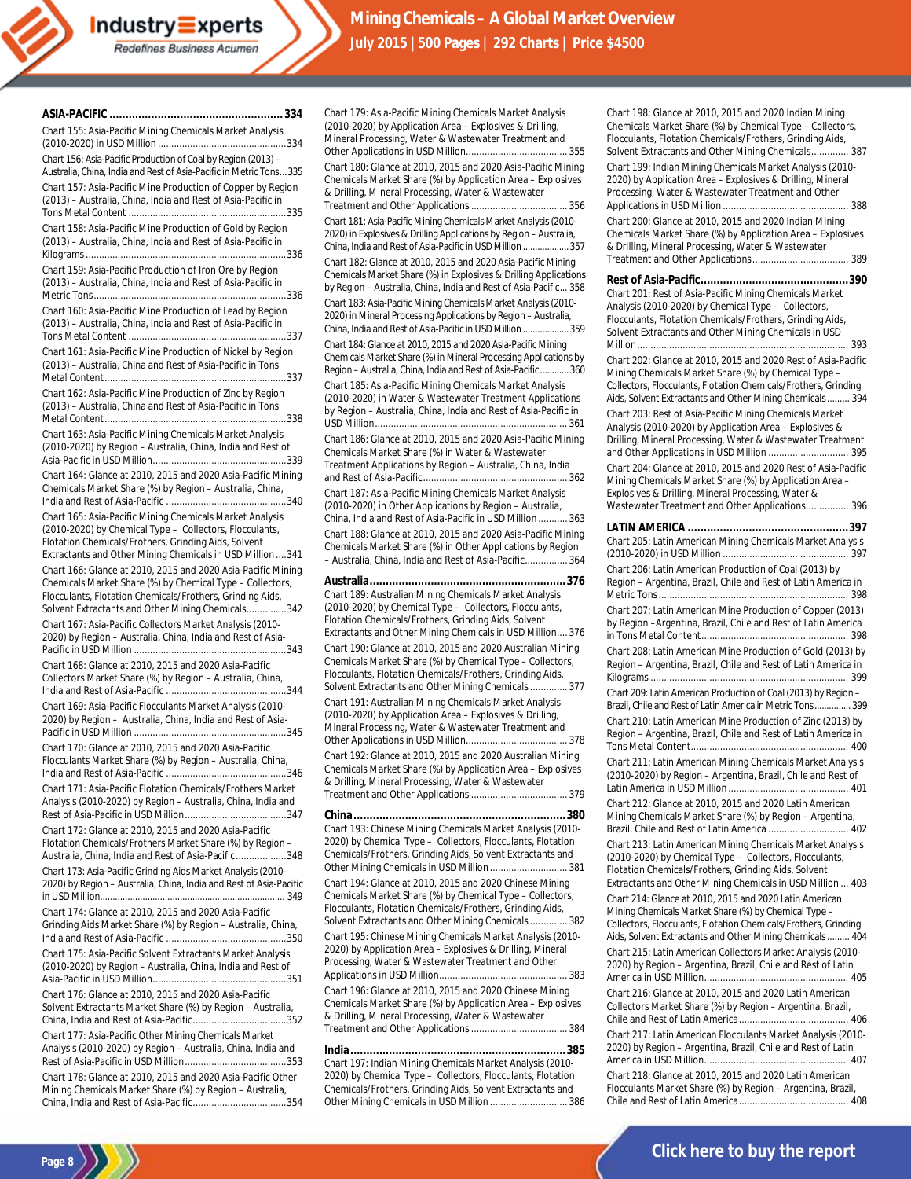**ASIA-PACIFIC ........................................................ 334**

Chart 155: Asia-Pacific Mining Chemicals Market Analysis (2010-2020) in USD Million ........................................ 334

Chart 156: Asia-Pacific Production of Coal by Region (2013) – Australia, China, India and Rest of Asia-Pacific in Metric Tons... 335

Chart 157: Asia-Pacific Mine Production of Copper by Region (2013) – Australia, China, India and Rest of Asia-Pacific in Tons Metal Content ........................................ 335

Chart 158: Asia-Pacific Mine Production of Gold by Region (2013) – Australia, China, India and Rest of Asia-Pacific in Kilograms ........................................ 336

Chart 159: Asia-Pacific Production of Iron Ore by Region (2013) – Australia, China, India and Rest of Asia-Pacific in Metric Tons ........................................ 336

Chart 160: Asia-Pacific Mine Production of Lead by Region (2013) – Australia, China, India and Rest of Asia-Pacific in Tons Metal Content ........................................ 337

Chart 161: Asia-Pacific Mine Production of Nickel by Region (2013) – Australia, China and Rest of Asia-Pacific in Tons Metal Content ........................................ 337

Chart 162: Asia-Pacific Mine Production of Zinc by Region (2013) – Australia, China and Rest of Asia-Pacific in Tons Metal Content ........................................ 338

Chart 163: Asia-Pacific Mining Chemicals Market Analysis (2010-2020) by Region – Australia, China, India and Rest of Asia-Pacific in USD Million ........................................ 339

Chart 164: Glance at 2010, 2015 and 2020 Asia-Pacific Mining Chemicals Market Share (%) by Region – Australia, China, India and Rest of Asia-Pacific ........................................ 340

Chart 165: Asia-Pacific Mining Chemicals Market Analysis (2010-2020) by Chemical Type – Collectors, Flocculants, Flotation Chemicals/Frothers, Grinding Aids, Solvent Extractants and Other Mining Chemicals in USD Million .... 341

Chart 166: Glance at 2010, 2015 and 2020 Asia-Pacific Mining Chemicals Market Share (%) by Chemical Type – Collectors, Flocculants, Flotation Chemicals/Frothers, Grinding Aids, Solvent Extractants and Other Mining Chemicals ............... 342

Chart 167: Asia-Pacific Collectors Market Analysis (2010-2020) by Region – Australia, China, India and Rest of Asia-Pacific in USD Million ........................................ 343

Chart 168: Glance at 2010, 2015 and 2020 Asia-Pacific Collectors Market Share (%) by Region – Australia, China, India and Rest of Asia-Pacific ........................................ 344

Chart 169: Asia-Pacific Flocculants Market Analysis (2010-2020) by Region – Australia, China, India and Rest of Asia-Pacific in USD Million ........................................ 345

Chart 170: Glance at 2010, 2015 and 2020 Asia-Pacific Flocculants Market Share (%) by Region – Australia, China, India and Rest of Asia-Pacific ........................................ 346

Chart 171: Asia-Pacific Flotation Chemicals/Frothers Market Analysis (2010-2020) by Region – Australia, China, India and Rest of Asia-Pacific in USD Million ........................................ 347

Chart 172: Glance at 2010, 2015 and 2020 Asia-Pacific Flotation Chemicals/Frothers Market Share (%) by Region – Australia, China, India and Rest of Asia-Pacific ................... 348

Chart 173: Asia-Pacific Grinding Aids Market Analysis (2010-2020) by Region – Australia, China, India and Rest of Asia-Pacific in USD Million ........................................ 349

Chart 174: Glance at 2010, 2015 and 2020 Asia-Pacific Grinding Aids Market Share (%) by Region – Australia, China, India and Rest of Asia-Pacific ........................................ 350

Chart 175: Asia-Pacific Solvent Extractants Market Analysis (2010-2020) by Region – Australia, China, India and Rest of Asia-Pacific in USD Million ........................................ 351

Chart 176: Glance at 2010, 2015 and 2020 Asia-Pacific Solvent Extractants Market Share (%) by Region – Australia, China, India and Rest of Asia-Pacific ........................................ 352

Chart 177: Asia-Pacific Other Mining Chemicals Market Analysis (2010-2020) by Region – Australia, China, India and Rest of Asia-Pacific in USD Million ........................................ 353

Chart 178: Glance at 2010, 2015 and 2020 Asia-Pacific Other Mining Chemicals Market Share (%) by Region – Australia, China, India and Rest of Asia-Pacific ........................................ 354

Chart 179: Asia-Pacific Mining Chemicals Market Analysis (2010-2020) by Application Area – Explosives & Drilling, Mineral Processing, Water & Wastewater Treatment and Other Applications in USD Million ........................................ 355

Chart 180: Glance at 2010, 2015 and 2020 Asia-Pacific Mining Chemicals Market Share (%) by Application Area – Explosives & Drilling, Mineral Processing, Water & Wastewater Treatment and Other Applications ........................................ 356

Chart 181: Asia-Pacific Mining Chemicals Market Analysis (2010-2020) in Explosives & Drilling Applications by Region – Australia, China, India and Rest of Asia-Pacific in USD Million ................... 357

Chart 182: Glance at 2010, 2015 and 2020 Asia-Pacific Mining Chemicals Market Share (%) in Explosives & Drilling Applications by Region – Australia, China, India and Rest of Asia-Pacific... 358

Chart 183: Asia-Pacific Mining Chemicals Market Analysis (2010-2020) in Mineral Processing Applications by Region – Australia, China, India and Rest of Asia-Pacific in USD Million ................... 359

Chart 184: Glance at 2010, 2015 and 2020 Asia-Pacific Mining Chemicals Market Share (%) in Mineral Processing Applications by Region – Australia, China, India and Rest of Asia-Pacific............ 360

Chart 185: Asia-Pacific Mining Chemicals Market Analysis (2010-2020) in Water & Wastewater Treatment Applications by Region – Australia, China, India and Rest of Asia-Pacific in USD Million ........................................ 361

Chart 186: Glance at 2010, 2015 and 2020 Asia-Pacific Mining Chemicals Market Share (%) in Water & Wastewater Treatment Applications by Region – Australia, China, India and Rest of Asia-Pacific ........................................ 362

Chart 187: Asia-Pacific Mining Chemicals Market Analysis (2010-2020) in Other Applications by Region – Australia, China, India and Rest of Asia-Pacific in USD Million ........... 363

Chart 188: Glance at 2010, 2015 and 2020 Asia-Pacific Mining Chemicals Market Share (%) in Other Applications by Region – Australia, China, India and Rest of Asia-Pacific................ 364

**Australia ........................................................ 376**

Chart 189: Australian Mining Chemicals Market Analysis (2010-2020) by Chemical Type – Collectors, Flocculants, Flotation Chemicals/Frothers, Grinding Aids, Solvent Extractants and Other Mining Chemicals in USD Million.... 376

Chart 190: Glance at 2010, 2015 and 2020 Australian Mining Chemicals Market Share (%) by Chemical Type – Collectors, Flocculants, Flotation Chemicals/Frothers, Grinding Aids, Solvent Extractants and Other Mining Chemicals ............. 377

Chart 191: Australian Mining Chemicals Market Analysis (2010-2020) by Application Area – Explosives & Drilling, Mineral Processing, Water & Wastewater Treatment and Other Applications in USD Million ........................................ 378

Chart 192: Glance at 2010, 2015 and 2020 Australian Mining Chemicals Market Share (%) by Application Area – Explosives & Drilling, Mineral Processing, Water & Wastewater Treatment and Other Applications ........................................ 379

**China ........................................................ 380**

Chart 193: Chinese Mining Chemicals Market Analysis (2010-2020) by Chemical Type – Collectors, Flocculants, Flotation Chemicals/Frothers, Grinding Aids, Solvent Extractants and Other Mining Chemicals in USD Million ............................ 381

Chart 194: Glance at 2010, 2015 and 2020 Chinese Mining Chemicals Market Share (%) by Chemical Type – Collectors, Flocculants, Flotation Chemicals/Frothers, Grinding Aids, Solvent Extractants and Other Mining Chemicals ............. 382

Chart 195: Chinese Mining Chemicals Market Analysis (2010-2020) by Application Area – Explosives & Drilling, Mineral Processing, Water & Wastewater Treatment and Other Applications in USD Million ........................................ 383

Chart 196: Glance at 2010, 2015 and 2020 Chinese Mining Chemicals Market Share (%) by Application Area – Explosives & Drilling, Mineral Processing, Water & Wastewater Treatment and Other Applications ........................................ 384

**India ........................................................ 385**

Chart 197: Indian Mining Chemicals Market Analysis (2010-2020) by Chemical Type – Collectors, Flocculants, Flotation Chemicals/Frothers, Grinding Aids, Solvent Extractants and Other Mining Chemicals in USD Million ............................ 386

Chart 198: Glance at 2010, 2015 and 2020 Indian Mining Chemicals Market Share (%) by Chemical Type – Collectors, Flocculants, Flotation Chemicals/Frothers, Grinding Aids, Solvent Extractants and Other Mining Chemicals.............. 387

Chart 199: Indian Mining Chemicals Market Analysis (2010-2020) by Application Area – Explosives & Drilling, Mineral Processing, Water & Wastewater Treatment and Other Applications in USD Million ........................................ 388

Chart 200: Glance at 2010, 2015 and 2020 Indian Mining Chemicals Market Share (%) by Application Area – Explosives & Drilling, Mineral Processing, Water & Wastewater Treatment and Other Applications ........................................ 389

**Rest of Asia-Pacific ........................................................ 390**

Chart 201: Rest of Asia-Pacific Mining Chemicals Market Analysis (2010-2020) by Chemical Type – Collectors, Flocculants, Flotation Chemicals/Frothers, Grinding Aids, Solvent Extractants and Other Mining Chemicals in USD Million ........................................ 393

Chart 202: Glance at 2010, 2015 and 2020 Rest of Asia-Pacific Mining Chemicals Market Share (%) by Chemical Type – Collectors, Flocculants, Flotation Chemicals/Frothers, Grinding Aids, Solvent Extractants and Other Mining Chemicals......... 394

Chart 203: Rest of Asia-Pacific Mining Chemicals Market Analysis (2010-2020) by Application Area – Explosives & Drilling, Mineral Processing, Water & Wastewater Treatment and Other Applications in USD Million .............................. 395

Chart 204: Glance at 2010, 2015 and 2020 Rest of Asia-Pacific Mining Chemicals Market Share (%) by Application Area – Explosives & Drilling, Mineral Processing, Water & Wastewater Treatment and Other Applications................ 396

**LATIN AMERICA ........................................................ 397**

Chart 205: Latin American Mining Chemicals Market Analysis (2010-2020) in USD Million ........................................ 397

Chart 206: Latin American Production of Coal (2013) by Region – Argentina, Brazil, Chile and Rest of Latin America in Metric Tons ........................................ 398

Chart 207: Latin American Mine Production of Copper (2013) by Region –Argentina, Brazil, Chile and Rest of Latin America in Tons Metal Content ........................................ 398

Chart 208: Latin American Mine Production of Gold (2013) by Region – Argentina, Brazil, Chile and Rest of Latin America in Kilograms ........................................ 399

Chart 209: Latin American Production of Coal (2013) by Region – Brazil, Chile and Rest of Latin America in Metric Tons............... 399

Chart 210: Latin American Mine Production of Zinc (2013) by Region – Argentina, Brazil, Chile and Rest of Latin America in Tons Metal Content ........................................ 400

Chart 211: Latin American Mining Chemicals Market Analysis (2010-2020) by Region – Argentina, Brazil, Chile and Rest of Latin America in USD Million ........................................ 401

Chart 212: Glance at 2010, 2015 and 2020 Latin American Mining Chemicals Market Share (%) by Region – Argentina, Brazil, Chile and Rest of Latin America .............................. 402

Chart 213: Latin American Mining Chemicals Market Analysis (2010-2020) by Chemical Type – Collectors, Flocculants, Flotation Chemicals/Frothers, Grinding Aids, Solvent Extractants and Other Mining Chemicals in USD Million ... 403

Chart 214: Glance at 2010, 2015 and 2020 Latin American Mining Chemicals Market Share (%) by Chemical Type – Collectors, Flocculants, Flotation Chemicals/Frothers, Grinding Aids, Solvent Extractants and Other Mining Chemicals......... 404

Chart 215: Latin American Collectors Market Analysis (2010-2020) by Region – Argentina, Brazil, Chile and Rest of Latin America in USD Million ........................................ 405

Chart 216: Glance at 2010, 2015 and 2020 Latin American Collectors Market Share (%) by Region – Argentina, Brazil, Chile and Rest of Latin America ........................................ 406

Chart 217: Latin American Flocculants Market Analysis (2010-2020) by Region – Argentina, Brazil, Chile and Rest of Latin America in USD Million ........................................ 407

Chart 218: Glance at 2010, 2015 and 2020 Latin American Flocculants Market Share (%) by Region – Argentina, Brazil, Chile and Rest of Latin America ........................................ 408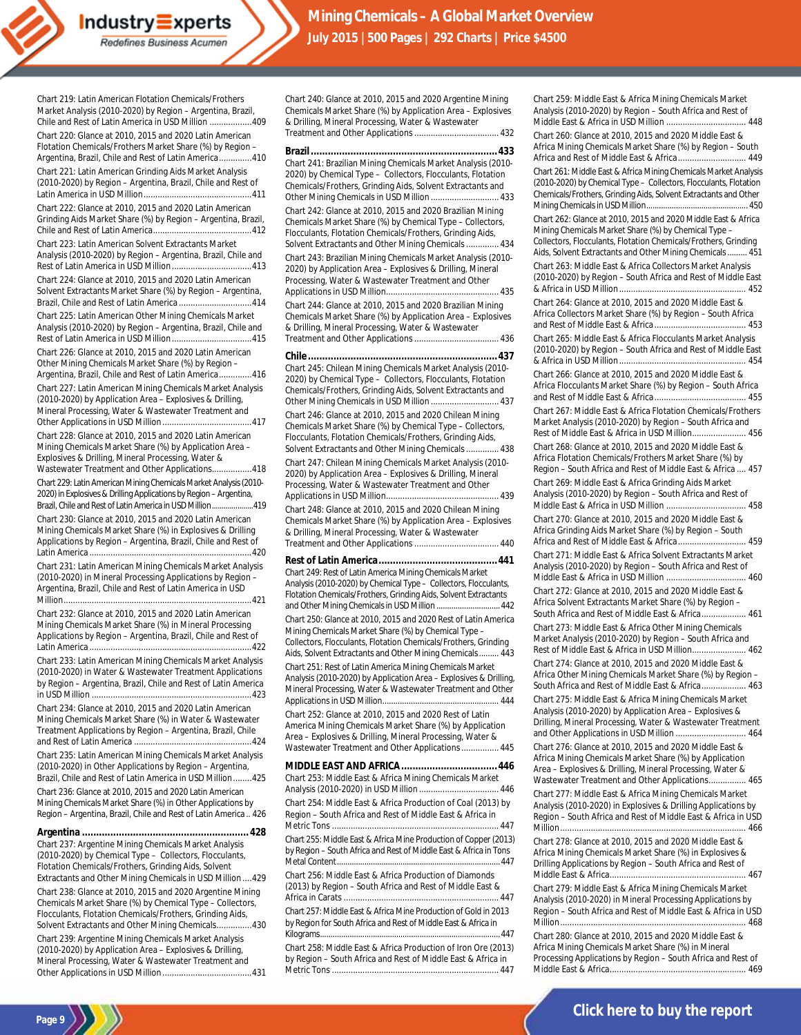Chart 219: Latin American Flotation Chemicals/Frothers Market Analysis (2010-2020) by Region – Argentina, Brazil, Chile and Rest of Latin America in USD Million .................409

Chart 220: Glance at 2010, 2015 and 2020 Latin American Flotation Chemicals/Frothers Market Share (%) by Region – Argentina, Brazil, Chile and Rest of Latin America..............410

Chart 221: Latin American Grinding Aids Market Analysis (2010-2020) by Region – Argentina, Brazil, Chile and Rest of Latin America in USD Million.............................................411

Chart 222: Glance at 2010, 2015 and 2020 Latin American Grinding Aids Market Share (%) by Region – Argentina, Brazil, Chile and Rest of Latin America..........................................412

Chart 223: Latin American Solvent Extractants Market Analysis (2010-2020) by Region – Argentina, Brazil, Chile and Rest of Latin America in USD Million..................................413

Chart 224: Glance at 2010, 2015 and 2020 Latin American Solvent Extractants Market Share (%) by Region – Argentina, Brazil, Chile and Rest of Latin America ...............................414

Chart 225: Latin American Other Mining Chemicals Market Analysis (2010-2020) by Region – Argentina, Brazil, Chile and Rest of Latin America in USD Million..................................415

Chart 226: Glance at 2010, 2015 and 2020 Latin American Other Mining Chemicals Market Share (%) by Region – Argentina, Brazil, Chile and Rest of Latin America..............416

Chart 227: Latin American Mining Chemicals Market Analysis (2010-2020) by Application Area – Explosives & Drilling, Mineral Processing, Water & Wastewater Treatment and Other Applications in USD Million......................................417

Chart 228: Glance at 2010, 2015 and 2020 Latin American Mining Chemicals Market Share (%) by Application Area – Explosives & Drilling, Mineral Processing, Water & Wastewater Treatment and Other Applications.................418

Chart 229: Latin American Mining Chemicals Market Analysis (2010-2020) in Explosives & Drilling Applications by Region – Argentina, Brazil, Chile and Rest of Latin America in USD Million....................419

Chart 230: Glance at 2010, 2015 and 2020 Latin American Mining Chemicals Market Share (%) in Explosives & Drilling Applications by Region – Argentina, Brazil, Chile and Rest of Latin America.....................................................................420

Chart 231: Latin American Mining Chemicals Market Analysis (2010-2020) in Mineral Processing Applications by Region – Argentina, Brazil, Chile and Rest of Latin America in USD Million..................................................................................421

Chart 232: Glance at 2010, 2015 and 2020 Latin American Mining Chemicals Market Share (%) in Mineral Processing Applications by Region – Argentina, Brazil, Chile and Rest of Latin America.....................................................................422

Chart 233: Latin American Mining Chemicals Market Analysis (2010-2020) in Water & Wastewater Treatment Applications by Region – Argentina, Brazil, Chile and Rest of Latin America in USD Million ...................................................................423

Chart 234: Glance at 2010, 2015 and 2020 Latin American Mining Chemicals Market Share (%) in Water & Wastewater Treatment Applications by Region – Argentina, Brazil, Chile and Rest of Latin America ..................................................424

Chart 235: Latin American Mining Chemicals Market Analysis (2010-2020) in Other Applications by Region – Argentina, Brazil, Chile and Rest of Latin America in USD Million........425

Chart 236: Glance at 2010, 2015 and 2020 Latin American Mining Chemicals Market Share (%) in Other Applications by Region – Argentina, Brazil, Chile and Rest of Latin America .. 426

**Argentina .......................................................... 428**

Chart 237: Argentine Mining Chemicals Market Analysis (2010-2020) by Chemical Type – Collectors, Flocculants, Flotation Chemicals/Frothers, Grinding Aids, Solvent Extractants and Other Mining Chemicals in USD Million....429

Chart 238: Glance at 2010, 2015 and 2020 Argentine Mining Chemicals Market Share (%) by Chemical Type – Collectors, Flocculants, Flotation Chemicals/Frothers, Grinding Aids, Solvent Extractants and Other Mining Chemicals...............430

Chart 239: Argentine Mining Chemicals Market Analysis (2010-2020) by Application Area – Explosives & Drilling, Mineral Processing, Water & Wastewater Treatment and Other Applications in USD Million......................................431

Chart 240: Glance at 2010, 2015 and 2020 Argentine Mining Chemicals Market Share (%) by Application Area – Explosives & Drilling, Mineral Processing, Water & Wastewater Treatment and Other Applications ................................... 432

**Brazil ................................................................ 433**

Chart 241: Brazilian Mining Chemicals Market Analysis (2010-2020) by Chemical Type – Collectors, Flocculants, Flotation Chemicals/Frothers, Grinding Aids, Solvent Extractants and Other Mining Chemicals in USD Million ............................. 433

Chart 242: Glance at 2010, 2015 and 2020 Brazilian Mining Chemicals Market Share (%) by Chemical Type – Collectors, Flocculants, Flotation Chemicals/Frothers, Grinding Aids, Solvent Extractants and Other Mining Chemicals .............. 434

Chart 243: Brazilian Mining Chemicals Market Analysis (2010-2020) by Application Area – Explosives & Drilling, Mineral Processing, Water & Wastewater Treatment and Other Applications in USD Million................................................ 435

Chart 244: Glance at 2010, 2015 and 2020 Brazilian Mining Chemicals Market Share (%) by Application Area – Explosives & Drilling, Mineral Processing, Water & Wastewater Treatment and Other Applications ................................... 436

**Chile ................................................................. 437**

Chart 245: Chilean Mining Chemicals Market Analysis (2010-2020) by Chemical Type – Collectors, Flocculants, Flotation Chemicals/Frothers, Grinding Aids, Solvent Extractants and Other Mining Chemicals in USD Million ............................. 437

Chart 246: Glance at 2010, 2015 and 2020 Chilean Mining Chemicals Market Share (%) by Chemical Type – Collectors, Flocculants, Flotation Chemicals/Frothers, Grinding Aids, Solvent Extractants and Other Mining Chemicals .............. 438

Chart 247: Chilean Mining Chemicals Market Analysis (2010-2020) by Application Area – Explosives & Drilling, Mineral Processing, Water & Wastewater Treatment and Other Applications in USD Million................................................ 439

Chart 248: Glance at 2010, 2015 and 2020 Chilean Mining Chemicals Market Share (%) by Application Area – Explosives & Drilling, Mineral Processing, Water & Wastewater Treatment and Other Applications ................................... 440

**Rest of Latin America ......................................... 441**

Chart 249: Rest of Latin America Mining Chemicals Market Analysis (2010-2020) by Chemical Type – Collectors, Flocculants, Flotation Chemicals/Frothers, Grinding Aids, Solvent Extractants and Other Mining Chemicals in USD Million ............................. 442

Chart 250: Glance at 2010, 2015 and 2020 Rest of Latin America Mining Chemicals Market Share (%) by Chemical Type – Collectors, Flocculants, Flotation Chemicals/Frothers, Grinding Aids, Solvent Extractants and Other Mining Chemicals......... 443

Chart 251: Rest of Latin America Mining Chemicals Market Analysis (2010-2020) by Application Area – Explosives & Drilling, Mineral Processing, Water & Wastewater Treatment and Other Applications in USD Million.................................................... 444

Chart 252: Glance at 2010, 2015 and 2020 Rest of Latin America Mining Chemicals Market Share (%) by Application Area – Explosives & Drilling, Mineral Processing, Water & Wastewater Treatment and Other Applications................ 445

**MIDDLE EAST AND AFRICA ................................ 446**

Chart 253: Middle East & Africa Mining Chemicals Market Analysis (2010-2020) in USD Million .................................. 446

Chart 254: Middle East & Africa Production of Coal (2013) by Region – South Africa and Rest of Middle East & Africa in Metric Tons ....................................................................... 447

Chart 255: Middle East & Africa Mine Production of Copper (2013) by Region – South Africa and Rest of Middle East & Africa in Tons Metal Content..........................................................................447

Chart 256: Middle East & Africa Production of Diamonds (2013) by Region – South Africa and Rest of Middle East & Africa in Carats .................................................................. 447

Chart 257: Middle East & Africa Mine Production of Gold in 2013 by Region for South Africa and Rest of Middle East & Africa in Kilograms...................................................................................447

Chart 258: Middle East & Africa Production of Iron Ore (2013) by Region – South Africa and Rest of Middle East & Africa in Metric Tons ....................................................................... 447

Chart 259: Middle East & Africa Mining Chemicals Market Analysis (2010-2020) by Region – South Africa and Rest of Middle East & Africa in USD Million .................................. 448

Chart 260: Glance at 2010, 2015 and 2020 Middle East & Africa Mining Chemicals Market Share (%) by Region – South Africa and Rest of Middle East & Africa............................. 449

Chart 261: Middle East & Africa Mining Chemicals Market Analysis (2010-2020) by Chemical Type – Collectors, Flocculants, Flotation Chemicals/Frothers, Grinding Aids, Solvent Extractants and Other Mining Chemicals in USD Million.................................................. 450

Chart 262: Glance at 2010, 2015 and 2020 Middle East & Africa Mining Chemicals Market Share (%) by Chemical Type – Collectors, Flocculants, Flotation Chemicals/Frothers, Grinding Aids, Solvent Extractants and Other Mining Chemicals......... 451

Chart 263: Middle East & Africa Collectors Market Analysis (2010-2020) by Region – South Africa and Rest of Middle East & Africa in USD Million...................................................... 452

Chart 264: Glance at 2010, 2015 and 2020 Middle East & Africa Collectors Market Share (%) by Region – South Africa and Rest of Middle East & Africa....................................... 453

Chart 265: Middle East & Africa Flocculants Market Analysis (2010-2020) by Region – South Africa and Rest of Middle East & Africa in USD Million...................................................... 454

Chart 266: Glance at 2010, 2015 and 2020 Middle East & Africa Flocculants Market Share (%) by Region – South Africa and Rest of Middle East & Africa....................................... 455

Chart 267: Middle East & Africa Flotation Chemicals/Frothers Market Analysis (2010-2020) by Region – South Africa and Rest of Middle East & Africa in USD Million....................... 456

Chart 268: Glance at 2010, 2015 and 2020 Middle East & Africa Flotation Chemicals/Frothers Market Share (%) by Region – South Africa and Rest of Middle East & Africa .... 457

Chart 269: Middle East & Africa Grinding Aids Market Analysis (2010-2020) by Region – South Africa and Rest of Middle East & Africa in USD Million .................................. 458

Chart 270: Glance at 2010, 2015 and 2020 Middle East & Africa Grinding Aids Market Share (%) by Region – South Africa and Rest of Middle East & Africa............................. 459

Chart 271: Middle East & Africa Solvent Extractants Market Analysis (2010-2020) by Region – South Africa and Rest of Middle East & Africa in USD Million .................................. 460

Chart 272: Glance at 2010, 2015 and 2020 Middle East & Africa Solvent Extractants Market Share (%) by Region – South Africa and Rest of Middle East & Africa................... 461

Chart 273: Middle East & Africa Other Mining Chemicals Market Analysis (2010-2020) by Region – South Africa and Rest of Middle East & Africa in USD Million....................... 462

Chart 274: Glance at 2010, 2015 and 2020 Middle East & Africa Other Mining Chemicals Market Share (%) by Region – South Africa and Rest of Middle East & Africa................... 463

Chart 275: Middle East & Africa Mining Chemicals Market Analysis (2010-2020) by Application Area – Explosives & Drilling, Mineral Processing, Water & Wastewater Treatment and Other Applications in USD Million .............................. 464

Chart 276: Glance at 2010, 2015 and 2020 Middle East & Africa Mining Chemicals Market Share (%) by Application Area – Explosives & Drilling, Mineral Processing, Water & Wastewater Treatment and Other Applications................ 465

Chart 277: Middle East & Africa Mining Chemicals Market Analysis (2010-2020) in Explosives & Drilling Applications by Region – South Africa and Rest of Middle East & Africa in USD Million............................................................................... 466

Chart 278: Glance at 2010, 2015 and 2020 Middle East & Africa Mining Chemicals Market Share (%) in Explosives & Drilling Applications by Region – South Africa and Rest of Middle East & Africa.......................................................... 467

Chart 279: Middle East & Africa Mining Chemicals Market Analysis (2010-2020) in Mineral Processing Applications by Region – South Africa and Rest of Middle East & Africa in USD Million............................................................................... 468

Chart 280: Glance at 2010, 2015 and 2020 Middle East & Africa Mining Chemicals Market Share (%) in Mineral Processing Applications by Region – South Africa and Rest of Middle East & Africa.......................................................... 469

Click here to buy the report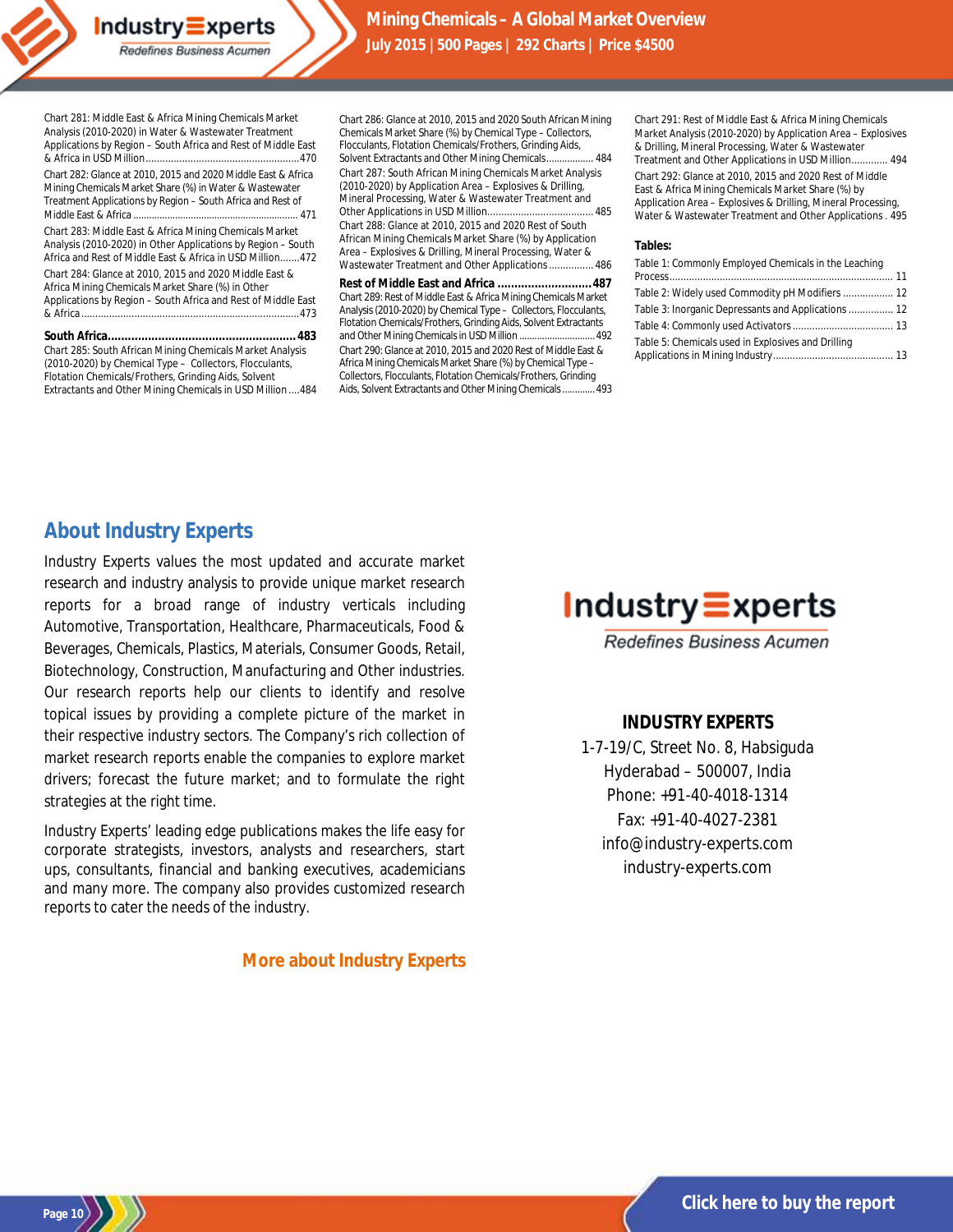Chart 281: Middle East & Africa Mining Chemicals Market Analysis (2010-2020) in Water & Wastewater Treatment Applications by Region – South Africa and Rest of Middle East & Africa in USD Million........................................................470

Chart 282: Glance at 2010, 2015 and 2020 Middle East & Africa Mining Chemicals Market Share (%) in Water & Wastewater Treatment Applications by Region – South Africa and Rest of Middle East & Africa ............................................................... 471

Chart 283: Middle East & Africa Mining Chemicals Market Analysis (2010-2020) in Other Applications by Region – South Africa and Rest of Middle East & Africa in USD Million.......472

Chart 284: Glance at 2010, 2015 and 2020 Middle East & Africa Mining Chemicals Market Share (%) in Other Applications by Region – South Africa and Rest of Middle East & Africa...............................................................................473

**South Africa........................................................ 483**

Chart 285: South African Mining Chemicals Market Analysis (2010-2020) by Chemical Type – Collectors, Flocculants, Flotation Chemicals/Frothers, Grinding Aids, Solvent Extractants and Other Mining Chemicals in USD Million ....484

Chart 286: Glance at 2010, 2015 and 2020 South African Mining Chemicals Market Share (%) by Chemical Type – Collectors, Flocculants, Flotation Chemicals/Frothers, Grinding Aids, Solvent Extractants and Other Mining Chemicals.................. 484

Chart 287: South African Mining Chemicals Market Analysis (2010-2020) by Application Area – Explosives & Drilling, Mineral Processing, Water & Wastewater Treatment and Other Applications in USD Million....................................... 485

Chart 288: Glance at 2010, 2015 and 2020 Rest of South African Mining Chemicals Market Share (%) by Application Area – Explosives & Drilling, Mineral Processing, Water & Wastewater Treatment and Other Applications ................ 486

**Rest of Middle East and Africa ............................ 487**

Chart 289: Rest of Middle East & Africa Mining Chemicals Market Analysis (2010-2020) by Chemical Type – Collectors, Flocculants, Flotation Chemicals/Frothers, Grinding Aids, Solvent Extractants and Other Mining Chemicals in USD Million ............................. 492

Chart 290: Glance at 2010, 2015 and 2020 Rest of Middle East & Africa Mining Chemicals Market Share (%) by Chemical Type – Collectors, Flocculants, Flotation Chemicals/Frothers, Grinding Aids, Solvent Extractants and Other Mining Chemicals ............ 493

Chart 291: Rest of Middle East & Africa Mining Chemicals Market Analysis (2010-2020) by Application Area – Explosives & Drilling, Mineral Processing, Water & Wastewater Treatment and Other Applications in USD Million............. 494

Chart 292: Glance at 2010, 2015 and 2020 Rest of Middle East & Africa Mining Chemicals Market Share (%) by Application Area – Explosives & Drilling, Mineral Processing, Water & Wastewater Treatment and Other Applications . 495

**Tables:**

Table 1: Commonly Employed Chemicals in the Leaching Process................................................................................ 11

Table 2: Widely used Commodity pH Modifiers .................. 12

Table 3: Inorganic Depressants and Applications ................ 12

Table 4: Commonly used Activators .................................... 13

Table 5: Chemicals used in Explosives and Drilling Applications in Mining Industry........................................... 13

## About Industry Experts

Industry Experts values the most updated and accurate market research and industry analysis to provide unique market research reports for a broad range of industry verticals including Automotive, Transportation, Healthcare, Pharmaceuticals, Food & Beverages, Chemicals, Plastics, Materials, Consumer Goods, Retail, Biotechnology, Construction, Manufacturing and Other industries. Our research reports help our clients to identify and resolve topical issues by providing a complete picture of the market in their respective industry sectors. The Company's rich collection of market research reports enable the companies to explore market drivers; forecast the future market; and to formulate the right strategies at the right time.

Industry Experts' leading edge publications makes the life easy for corporate strategists, investors, analysts and researchers, start ups, consultants, financial and banking executives, academicians and many more. The company also provides customized research reports to cater the needs of the industry.

**More about Industry Experts**

Industry Experts
Redefines Business Acumen

**INDUSTRY EXPERTS**
1-7-19/C, Street No. 8, Habsiguda
Hyderabad – 500007, India
Phone: +91-40-4018-1314
Fax: +91-40-4027-2381
info@industry-experts.com
industry-experts.com

**Click here to buy the report**